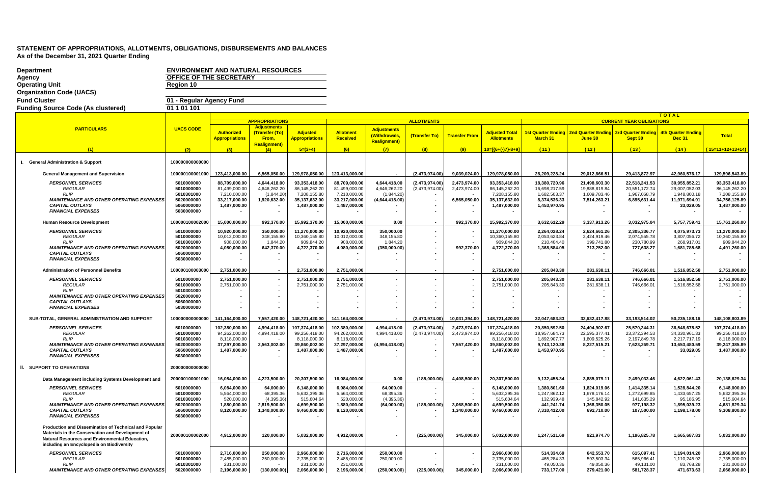# STATEMENT OF APPROPRIATIONS, ALLOTMENTS, OBLIGATIONS, DISBURSEMENTS AND BALANCES
As of the December 31, 2021 Quarter Ending

| | |
|---|---|
| Department | ENVIRONMENT AND NATURAL RESOURCES |
| Agency | OFFICE OF THE SECRETARY |
| Operating Unit | Region 10 |
| Organization Code (UACS) | |
| Fund Cluster | 01 - Regular Agency Fund |
| Funding Source Code (As clustered) | 01 1 01 101 |

| PARTICULARS | UACS CODE | APPROPRIATIONS | | | ALLOTMENTS | | | | | CURRENT YEAR OBLIGATIONS | | | | |
|---|---|---|---|---|---|---|---|---|---|---|---|---|---|---|
| | | Authorized Appropriations | Adjustments (Transfer (To) From, Realignment) | Adjusted Appropriations | Allotment Received | Adjustments (Withdrawals, Realignment) | (Transfer To) | Transfer From | Adjusted Total Allotments | 1st Quarter Ending March 31 | 2nd Quarter Ending June 30 | 3rd Quarter Ending Sept 30 | 4th Quarter Ending Dec 31 | Total |
| (1) | (2) | (3) | (4) | 5=(3+4) | (6) | (7) | (8) | (9) | 10=[(6+(-)7)-8+9] | (11) | (12) | (13) | (14) | (15=11+12+13+14) |
| **I. General Administration & Support** | 100000000000000 | | | | | | | | | | | | | |
| **General Management and Supervision** | 100000100001000 | 123,413,000.00 | 6,565,050.00 | 129,978,050.00 | 123,413,000.00 | - | (2,473,974.00) | 9,039,024.00 | 129,978,050.00 | 28,209,228.24 | 29,012,866.51 | 29,413,872.97 | 42,960,576.17 | 129,596,543.89 |
| PERSONNEL SERVICES | 5010000000 | 88,709,000.00 | 4,644,418.00 | 93,353,418.00 | 88,709,000.00 | 4,644,418.00 | (2,473,974.00) | 2,473,974.00 | 93,353,418.00 | 18,380,720.96 | 21,498,603.30 | 22,518,241.53 | 30,955,852.21 | 93,353,418.00 |
| *REGULAR* | 5010000000 | 81,499,000.00 | 4,646,262.20 | 86,145,262.20 | 81,499,000.00 | 4,646,262.20 | (2,473,974.00) | 2,473,974.00 | 86,145,262.20 | 16,698,217.59 | 19,888,819.84 | 20,551,172.74 | 29,007,052.03 | 86,145,262.20 |
| *RLIP* | 5010301000 | 7,210,000.00 | (1,844.20) | 7,208,155.80 | 7,210,000.00 | (1,844.20) | - | - | 7,208,155.80 | 1,682,503.37 | 1,609,783.46 | 1,967,068.79 | 1,948,800.18 | 7,208,155.80 |
| MAINTENANCE AND OTHER OPERATING EXPENSES | 5020000000 | 33,217,000.00 | 1,920,632.00 | 35,137,632.00 | 33,217,000.00 | (4,644,418.00) | - | 6,565,050.00 | 35,137,632.00 | 8,374,536.33 | 7,514,263.21 | 6,895,631.44 | 11,971,694.91 | 34,756,125.89 |
| CAPITAL OUTLAYS | 5060000000 | 1,487,000.00 | - | 1,487,000.00 | 1,487,000.00 | - | - | - | 1,487,000.00 | 1,453,970.95 | - | - | 33,029.05 | 1,487,000.00 |
| FINANCIAL EXPENSES | 5030000000 | - | - | - | - | - | - | - | - | - | - | - | - | - |
| **Human Resource Development** | 100000100002000 | 15,000,000.00 | 992,370.00 | 15,992,370.00 | 15,000,000.00 | 0.00 | - | 992,370.00 | 15,992,370.00 | 3,632,612.29 | 3,337,913.26 | 3,032,975.04 | 5,757,759.41 | 15,761,260.00 |
| PERSONNEL SERVICES | 5010000000 | 10,920,000.00 | 350,000.00 | 11,270,000.00 | 10,920,000.00 | 350,000.00 | - | - | 11,270,000.00 | 2,264,028.24 | 2,624,661.26 | 2,305,336.77 | 4,075,973.73 | 11,270,000.00 |
| *REGULAR* | 5010000000 | 10,012,000.00 | 348,155.80 | 10,360,155.80 | 10,012,000.00 | 348,155.80 | - | - | 10,360,155.80 | 2,053,623.84 | 2,424,919.46 | 2,074,555.78 | 3,807,056.72 | 10,360,155.80 |
| *RLIP* | 5010301000 | 908,000.00 | 1,844.20 | 909,844.20 | 908,000.00 | 1,844.20 | - | - | 909,844.20 | 210,404.40 | 199,741.80 | 230,780.99 | 268,917.01 | 909,844.20 |
| MAINTENANCE AND OTHER OPERATING EXPENSES | 5020000000 | 4,080,000.00 | 642,370.00 | 4,722,370.00 | 4,080,000.00 | (350,000.00) | - | 992,370.00 | 4,722,370.00 | 1,368,584.05 | 713,252.00 | 727,638.27 | 1,681,785.68 | 4,491,260.00 |
| CAPITAL OUTLAYS | 5060000000 | - | - | - | - | - | - | - | - | - | - | - | - | - |
| FINANCIAL EXPENSES | 5030000000 | - | - | - | - | - | - | - | - | - | - | - | - | - |
| **Administration of Personnel Benefits** | 100000100003000 | 2,751,000.00 | - | 2,751,000.00 | 2,751,000.00 | - | - | - | 2,751,000.00 | 205,843.30 | 281,638.11 | 746,666.01 | 1,516,852.58 | 2,751,000.00 |
| PERSONNEL SERVICES | 5010000000 | 2,751,000.00 | - | 2,751,000.00 | 2,751,000.00 | - | - | - | 2,751,000.00 | 205,843.30 | 281,638.11 | 746,666.01 | 1,516,852.58 | 2,751,000.00 |
| *REGULAR* | 5010000000 | 2,751,000.00 | - | 2,751,000.00 | 2,751,000.00 | - | - | - | 2,751,000.00 | 205,843.30 | 281,638.11 | 746,666.01 | 1,516,852.58 | 2,751,000.00 |
| *RLIP* | 5010301000 | - | - | - | - | - | - | - | - | - | - | - | - | - |
| MAINTENANCE AND OTHER OPERATING EXPENSES | 5020000000 | - | - | - | - | - | - | - | - | - | - | - | - | - |
| CAPITAL OUTLAYS | 5060000000 | - | - | - | - | - | - | - | - | - | - | - | - | - |
| FINANCIAL EXPENSES | 5030000000 | - | - | - | - | - | - | - | - | - | - | - | - | - |
| **SUB-TOTAL, GENERAL ADMINISTRATION AND SUPPORT** | 100000000000000 | 141,164,000.00 | 7,557,420.00 | 148,721,420.00 | 141,164,000.00 | - | (2,473,974.00) | 10,031,394.00 | 148,721,420.00 | 32,047,683.83 | 32,632,417.88 | 33,193,514.02 | 50,235,188.16 | 148,108,803.89 |
| PERSONNEL SERVICES | 5010000000 | 102,380,000.00 | 4,994,418.00 | 107,374,418.00 | 102,380,000.00 | 4,994,418.00 | (2,473,974.00) | 2,473,974.00 | 107,374,418.00 | 20,850,592.50 | 24,404,902.67 | 25,570,244.31 | 36,548,678.52 | 107,374,418.00 |
| *REGULAR* | 5010000000 | 94,262,000.00 | 4,994,418.00 | 99,256,418.00 | 94,262,000.00 | 4,994,418.00 | (2,473,974.00) | 2,473,974.00 | 99,256,418.00 | 18,957,684.73 | 22,595,377.41 | 23,372,394.53 | 34,330,961.33 | 99,256,418.00 |
| *RLIP* | 5010301000 | 8,118,000.00 | - | 8,118,000.00 | 8,118,000.00 | - | - | - | 8,118,000.00 | 1,892,907.77 | 1,809,525.26 | 2,197,849.78 | 2,217,717.19 | 8,118,000.00 |
| MAINTENANCE AND OTHER OPERATING EXPENSES | 5020000000 | 37,297,000.00 | 2,563,002.00 | 39,860,002.00 | 37,297,000.00 | (4,994,418.00) | - | 7,557,420.00 | 39,860,002.00 | 9,743,120.38 | 8,227,515.21 | 7,623,269.71 | 13,653,480.59 | 39,247,385.89 |
| CAPITAL OUTLAYS | 5060000000 | 1,487,000.00 | - | 1,487,000.00 | 1,487,000.00 | - | - | - | 1,487,000.00 | 1,453,970.95 | - | - | 33,029.05 | 1,487,000.00 |
| FINANCIAL EXPENSES | 5030000000 | - | - | - | - | - | - | - | - | - | - | - | - | - |
| **II. SUPPORT TO OPERATIONS** | 200000000000000 | | | | | | | | | | | | | |
| **Data Management including Systems Development and** | 200000100001000 | 16,084,000.00 | 4,223,500.00 | 20,307,500.00 | 16,084,000.00 | 0.00 | (185,000.00) | 4,408,500.00 | 20,307,500.00 | 9,132,455.34 | 3,885,079.11 | 2,499,033.46 | 4,622,061.43 | 20,138,629.34 |
| PERSONNEL SERVICES | 5010000000 | 6,084,000.00 | 64,000.00 | 6,148,000.00 | 6,084,000.00 | 64,000.00 | - | - | 6,148,000.00 | 1,380,801.60 | 1,824,019.06 | 1,414,335.14 | 1,528,844.20 | 6,148,000.00 |
| *REGULAR* | 5010000000 | 5,564,000.00 | 68,395.36 | 5,632,395.36 | 5,564,000.00 | 68,395.36 | - | - | 5,632,395.36 | 1,247,862.12 | 1,678,176.14 | 1,272,699.85 | 1,433,657.25 | 5,632,395.36 |
| *RLIP* | 5010301000 | 520,000.00 | (4,395.36) | 515,604.64 | 520,000.00 | (4,395.36) | - | - | 515,604.64 | 132,939.48 | 145,842.92 | 141,635.29 | 95,186.95 | 515,604.64 |
| MAINTENANCE AND OTHER OPERATING EXPENSES | 5020000000 | 1,880,000.00 | 2,819,500.00 | 4,699,500.00 | 1,880,000.00 | (64,000.00) | (185,000.00) | 3,068,500.00 | 4,699,500.00 | 441,241.74 | 1,368,350.05 | 977,198.32 | 1,895,039.23 | 4,681,829.34 |
| CAPITAL OUTLAYS | 5060000000 | 8,120,000.00 | 1,340,000.00 | 9,460,000.00 | 8,120,000.00 | - | - | 1,340,000.00 | 9,460,000.00 | 7,310,412.00 | 692,710.00 | 107,500.00 | 1,198,178.00 | 9,308,800.00 |
| FINANCIAL EXPENSES | 5030000000 | - | - | - | - | - | - | - | - | - | - | - | - | - |
| **Production and Dissemination of Technical and Popular Materials in the Conservation and Development of Natural Resources and Environmental Education, including an Encyclopedia on Biodiversity** | 200000100002000 | 4,912,000.00 | 120,000.00 | 5,032,000.00 | 4,912,000.00 | - | (225,000.00) | 345,000.00 | 5,032,000.00 | 1,247,511.69 | 921,974.70 | 1,196,825.78 | 1,665,687.83 | 5,032,000.00 |
| PERSONNEL SERVICES | 5010000000 | 2,716,000.00 | 250,000.00 | 2,966,000.00 | 2,716,000.00 | 250,000.00 | - | - | 2,966,000.00 | 514,334.69 | 642,553.70 | 615,097.41 | 1,194,014.20 | 2,966,000.00 |
| *REGULAR* | 5010000000 | 2,485,000.00 | 250,000.00 | 2,735,000.00 | 2,485,000.00 | 250,000.00 | - | - | 2,735,000.00 | 465,284.33 | 593,503.34 | 565,966.41 | 1,110,245.92 | 2,735,000.00 |
| *RLIP* | 5010301000 | 231,000.00 | - | 231,000.00 | 231,000.00 | - | - | - | 231,000.00 | 49,050.36 | 49,050.36 | 49,131.00 | 83,768.28 | 231,000.00 |
| MAINTENANCE AND OTHER OPERATING EXPENSES | 5020000000 | 2,196,000.00 | (130,000.00) | 2,066,000.00 | 2,196,000.00 | (250,000.00) | (225,000.00) | 345,000.00 | 2,066,000.00 | 733,177.00 | 279,421.00 | 581,728.37 | 471,673.63 | 2,066,000.00 |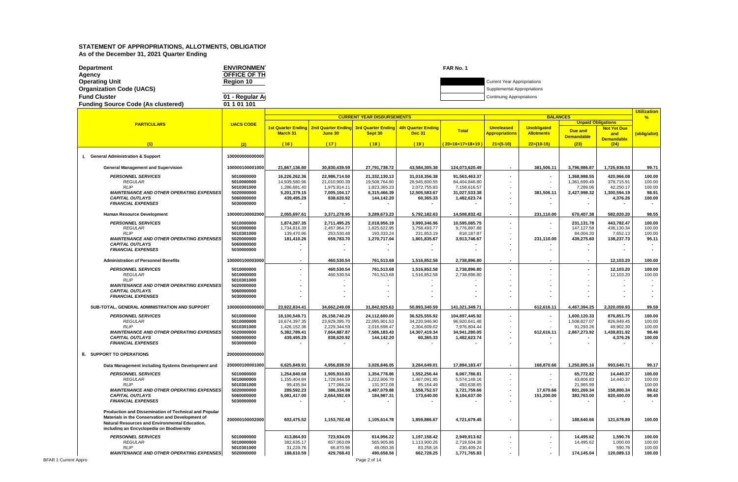# STATEMENT OF APPROPRIATIONS, ALLOTMENTS, OBLIGATIOI
**As of the December 31, 2021 Quarter Ending**

| | | |
|---|---|---|
| **Department** | **ENVIRONMEN** | **FAR No. 1** |
| **Agency** | **OFFICE OF TH** | |
| **Operating Unit** | **Region 10** | Current Year Appropriations |
| **Organization Code (UACS)** | | Supplemental Appropriations |
| **Fund Cluster** | **01 - Regular A** | Continuing Appropriations |
| **Funding Source Code (As clustered)** | **01 1 01 101** | |

| PARTICULARS | UACS CODE | CURRENT YEAR DISBURSEMENTS | | | | | BALANCES | | | | Utilization % |
|---|---|---|---|---|---|---|---|---|---|---|---|
| | | 1st Quarter Ending March 31 | 2nd Quarter Ending June 30 | 3rd Quarter Ending Sept 30 | 4th Quarter Ending Dec 31 | Total | Unreleased Appropriations | Unobligated Allotments | Unpaid Obligations | | (oblig/allot) |
| | | | | | | | | | Due and Demandable | Not Yet Due and Demandable | |
| (1) | (2) | (16) | (17) | (18) | (19) | (20=16+17+18+19) | 21=(5-10) | 22=(10-15) | (23) | (24) | |
| **I. General Administration & Support** | 100000000000000 | | | | | | | | | | |
| **General Management and Supervision** | 100000100001000 | 21,867,136.80 | 30,830,439.59 | 27,791,738.72 | 43,584,305.38 | 124,073,620.49 | - | 381,506.11 | 3,796,986.87 | 1,725,936.53 | 99.71 |
| *PERSONNEL SERVICES* | 5010000000 | 16,226,262.36 | 22,986,714.50 | 21,332,130.13 | 31,018,356.38 | 91,563,463.37 | - | - | 1,368,988.55 | 420,966.08 | 100.00 |
| *REGULAR* | 5010000000 | 14,939,580.96 | 21,010,900.39 | 19,508,764.90 | 28,945,600.55 | 84,404,846.80 | - | - | 1,361,699.49 | 378,715.91 | 100.00 |
| *RLIP* | 5010301000 | 1,286,681.40 | 1,975,814.11 | 1,823,365.23 | 2,072,755.83 | 7,158,616.57 | - | - | 7,289.06 | 42,250.17 | 100.00 |
| *MAINTENANCE AND OTHER OPERATING EXPENSES* | 5020000000 | 5,201,379.15 | 7,005,104.17 | 6,315,466.39 | 12,505,583.67 | 31,027,533.38 | - | 381,506.11 | 2,427,998.32 | 1,300,594.19 | 98.91 |
| *CAPITAL OUTLAYS* | 5060000000 | 439,495.29 | 838,620.92 | 144,142.20 | 60,365.33 | 1,482,623.74 | - | - | - | 4,376.26 | 100.00 |
| *FINANCIAL EXPENSES* | 5030000000 | - | - | - | - | - | - | - | - | - | - |
| **Human Resource Development** | 100000100002000 | 2,055,697.61 | 3,371,278.95 | 3,289,673.23 | 5,792,182.63 | 14,508,832.42 | - | 231,110.00 | 670,407.38 | 582,020.20 | 98.55 |
| *PERSONNEL SERVICES* | 5010000000 | 1,874,287.35 | 2,711,495.25 | 2,018,956.19 | 3,990,346.96 | 10,595,085.75 | - | - | 231,131.78 | 443,782.47 | 100.00 |
| *REGULAR* | 5010000000 | 1,734,816.39 | 2,457,964.77 | 1,825,622.95 | 3,758,493.77 | 9,776,897.88 | - | - | 147,127.58 | 436,130.34 | 100.00 |
| *RLIP* | 5010301000 | 139,470.96 | 253,530.48 | 193,333.24 | 231,853.19 | 818,187.87 | - | - | 84,004.20 | 7,652.13 | 100.00 |
| *MAINTENANCE AND OTHER OPERATING EXPENSES* | 5020000000 | 181,410.26 | 659,783.70 | 1,270,717.04 | 1,801,835.67 | 3,913,746.67 | - | 231,110.00 | 439,275.60 | 138,237.73 | 95.11 |
| *CAPITAL OUTLAYS* | 5060000000 | - | - | - | - | - | - | - | - | - | - |
| *FINANCIAL EXPENSES* | 5030000000 | - | - | - | - | - | - | - | - | - | - |
| **Administration of Personnel Benefits** | 100000100003000 | - | 460,530.54 | 761,513.68 | 1,516,852.58 | 2,738,896.80 | - | - | - | 12,103.20 | 100.00 |
| *PERSONNEL SERVICES* | 5010000000 | - | 460,530.54 | 761,513.68 | 1,516,852.58 | 2,738,896.80 | - | - | - | 12,103.20 | 100.00 |
| *REGULAR* | 5010000000 | - | 460,530.54 | 761,513.68 | 1,516,852.58 | 2,738,896.80 | - | - | - | 12,103.20 | 100.00 |
| *RLIP* | 5010301000 | - | - | - | - | - | - | - | - | - | - |
| *MAINTENANCE AND OTHER OPERATING EXPENSES* | 5020000000 | - | - | - | - | - | - | - | - | - | - |
| *CAPITAL OUTLAYS* | 5060000000 | - | - | - | - | - | - | - | - | - | - |
| *FINANCIAL EXPENSES* | 5030000000 | - | - | - | - | - | - | - | - | - | - |
| **SUB-TOTAL, GENERAL ADMINISTRATION AND SUPPORT** | 100000000000000 | 23,922,834.41 | 34,662,249.08 | 31,842,925.63 | 50,893,340.59 | 141,321,349.71 | - | 612,616.11 | 4,467,394.25 | 2,320,059.93 | 99.59 |
| *PERSONNEL SERVICES* | 5010000000 | 18,100,549.71 | 26,158,740.29 | 24,112,600.00 | 36,525,555.92 | 104,897,445.92 | - | - | 1,600,120.33 | 876,851.75 | 100.00 |
| *REGULAR* | 5010000000 | 16,674,397.35 | 23,929,395.70 | 22,095,901.53 | 34,220,946.90 | 96,920,641.48 | - | - | 1,508,827.07 | 826,949.45 | 100.00 |
| *RLIP* | 5010301000 | 1,426,152.36 | 2,229,344.59 | 2,016,698.47 | 2,304,609.02 | 7,976,804.44 | - | - | 91,293.26 | 49,902.30 | 100.00 |
| *MAINTENANCE AND OTHER OPERATING EXPENSES* | 5020000000 | 5,382,789.41 | 7,664,887.87 | 7,586,183.43 | 14,307,419.34 | 34,941,280.05 | - | 612,616.11 | 2,867,273.92 | 1,438,831.92 | 98.46 |
| *CAPITAL OUTLAYS* | 5060000000 | 439,495.29 | 838,620.92 | 144,142.20 | 60,365.33 | 1,482,623.74 | - | - | - | 4,376.26 | 100.00 |
| *FINANCIAL EXPENSES* | 5030000000 | - | - | - | - | - | - | - | - | - | - |
| **II. SUPPORT TO OPERATIONS** | 200000000000000 | | | | | | | | | | |
| **Data Management including Systems Development and** | 200000100001000 | 6,625,849.91 | 4,956,838.50 | 3,026,846.05 | 3,284,649.01 | 17,894,183.47 | - | 168,870.66 | 1,250,805.16 | 993,640.71 | 99.17 |
| *PERSONNEL SERVICES* | 5010000000 | 1,254,840.68 | 1,905,910.83 | 1,354,778.86 | 1,552,256.44 | 6,067,786.81 | - | - | 65,772.82 | 14,440.37 | 100.00 |
| *REGULAR* | 5010000000 | 1,155,404.84 | 1,728,844.59 | 1,222,806.78 | 1,467,091.95 | 5,574,148.16 | - | - | 43,806.83 | 14,440.37 | 100.00 |
| *RLIP* | 5010301000 | 99,435.84 | 177,066.24 | 131,972.08 | 85,164.49 | 493,638.65 | - | - | 21,965.99 | - | 100.00 |
| *MAINTENANCE AND OTHER OPERATING EXPENSES* | 5020000000 | 289,592.23 | 386,334.98 | 1,487,079.88 | 1,558,752.57 | 3,721,759.66 | - | 17,670.66 | 801,269.34 | 158,800.34 | 99.62 |
| *CAPITAL OUTLAYS* | 5060000000 | 5,081,417.00 | 2,664,592.69 | 184,987.31 | 173,640.00 | 8,104,637.00 | - | 151,200.00 | 383,763.00 | 820,400.00 | 98.40 |
| *FINANCIAL EXPENSES* | 5030000000 | - | - | - | - | - | - | - | - | - | - |
| **Production and Dissemination of Technical and Popular Materials in the Conservation and Development of Natural Resources and Environmental Education, including an Encyclopedia on Biodiversity** | 200000100002000 | 602,475.52 | 1,153,702.48 | 1,105,614.78 | 1,859,886.67 | 4,721,679.45 | - | - | 188,640.66 | 121,679.89 | 100.00 |
| *PERSONNEL SERVICES* | 5010000000 | 413,864.93 | 723,934.05 | 614,956.22 | 1,197,158.42 | 2,949,913.62 | - | - | 14,495.62 | 1,590.76 | 100.00 |
| *REGULAR* | 5010000000 | 382,635.17 | 657,063.09 | 565,905.86 | 1,113,900.26 | 2,719,504.38 | - | - | 14,495.62 | 1,000.00 | 100.00 |
| *RLIP* | 5010301000 | 31,229.76 | 66,870.96 | 49,050.36 | 83,258.16 | 230,409.24 | - | - | - | 590.76 | 100.00 |
| *MAINTENANCE AND OTHER OPERATING EXPENSES* | 5020000000 | 188,610.59 | 429,768.43 | 490,658.56 | 662,728.25 | 1,771,765.83 | - | - | 174,145.04 | 120,089.13 | 100.00 |

BFAR 1 Current Appro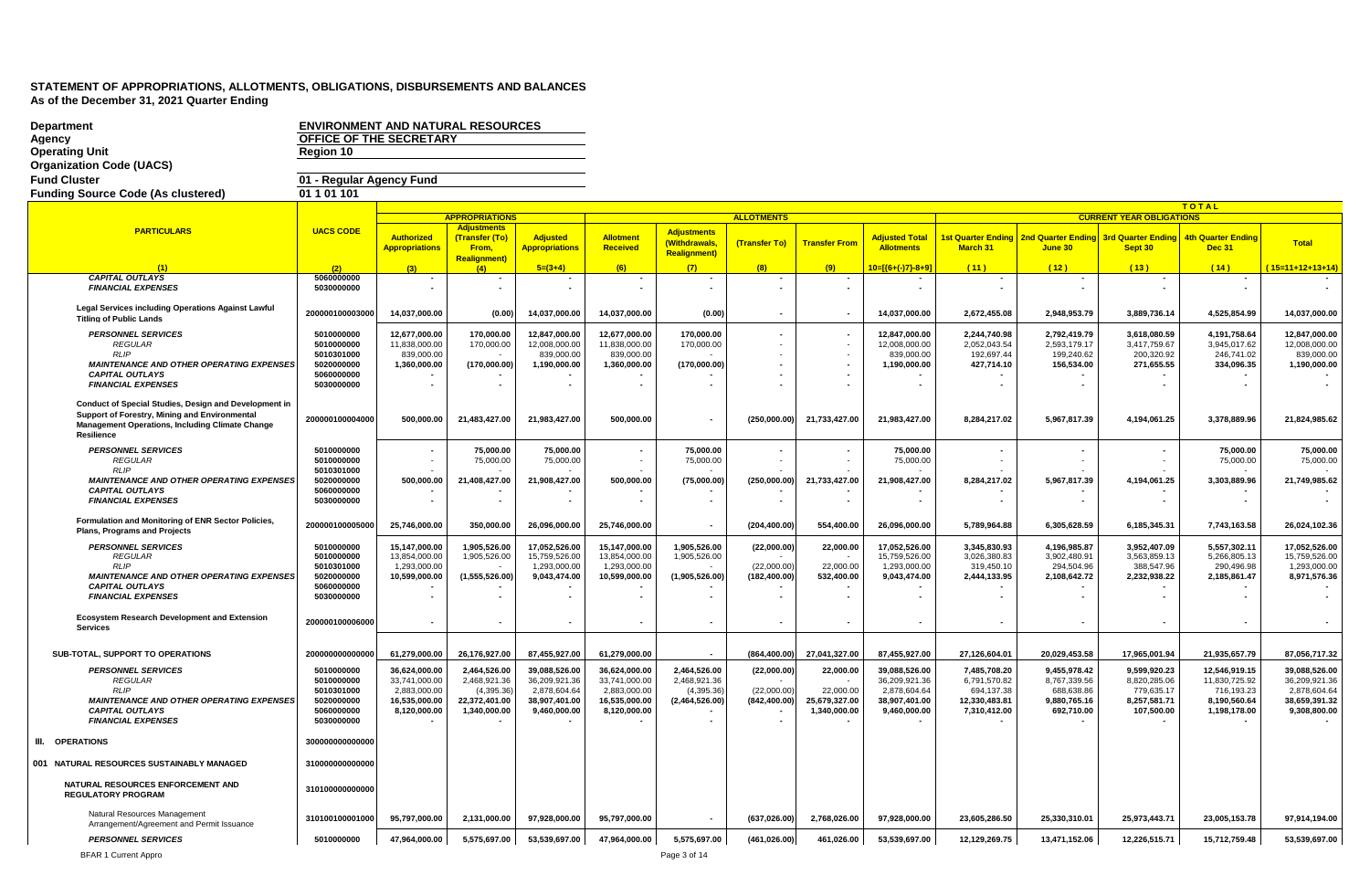# STATEMENT OF APPROPRIATIONS, ALLOTMENTS, OBLIGATIONS, DISBURSEMENTS AND BALANCES
As of the December 31, 2021 Quarter Ending

| | |
|---|---|
| Department | ENVIRONMENT AND NATURAL RESOURCES |
| Agency | OFFICE OF THE SECRETARY |
| Operating Unit | Region 10 |
| Organization Code (UACS) | |
| Fund Cluster | 01 - Regular Agency Fund |
| Funding Source Code (As clustered) | 01 1 01 101 |

| PARTICULARS | UACS CODE | APPROPRIATIONS | | | ALLOTMENTS | | | | | CURRENT YEAR OBLIGATIONS | | | | |
|---|---|---|---|---|---|---|---|---|---|---|---|---|---|---|
| | | Authorized Appropriations | Adjustments (Transfer (To) From, Realignment) | Adjusted Appropriations | Allotment Received | Adjustments (Withdrawals, Realignment) | (Transfer To) | Transfer From | Adjusted Total Allotments | 1st Quarter Ending March 31 | 2nd Quarter Ending June 30 | 3rd Quarter Ending Sept 30 | 4th Quarter Ending Dec 31 | Total |
| (1) | (2) | (3) | (4) | 5=(3+4) | (6) | (7) | (8) | (9) | 10=[(6+(-)7)-8+9] | (11) | (12) | (13) | (14) | (15=11+12+13+14) |
| *CAPITAL OUTLAYS* | 5060000000 | - | - | - | - | - | - | - | - | - | - | - | - | - |
| *FINANCIAL EXPENSES* | 5030000000 | - | - | - | - | - | - | - | - | - | - | - | - | - |
| Legal Services including Operations Against Lawful Titling of Public Lands | 200000100003000 | 14,037,000.00 | (0.00) | 14,037,000.00 | 14,037,000.00 | (0.00) | - | - | 14,037,000.00 | 2,672,455.08 | 2,948,953.79 | 3,889,736.14 | 4,525,854.99 | 14,037,000.00 |
| *PERSONNEL SERVICES* | 5010000000 | 12,677,000.00 | 170,000.00 | 12,847,000.00 | 12,677,000.00 | 170,000.00 | - | - | 12,847,000.00 | 2,244,740.98 | 2,792,419.79 | 3,618,080.59 | 4,191,758.64 | 12,847,000.00 |
| *REGULAR* | 5010000000 | 11,838,000.00 | 170,000.00 | 12,008,000.00 | 11,838,000.00 | 170,000.00 | - | - | 12,008,000.00 | 2,052,043.54 | 2,593,179.17 | 3,417,759.67 | 3,945,017.62 | 12,008,000.00 |
| *RLIP* | 5010301000 | 839,000.00 | - | 839,000.00 | 839,000.00 | - | - | - | 839,000.00 | 192,697.44 | 199,240.62 | 200,320.92 | 246,741.02 | 839,000.00 |
| *MAINTENANCE AND OTHER OPERATING EXPENSES* | 5020000000 | 1,360,000.00 | (170,000.00) | 1,190,000.00 | 1,360,000.00 | (170,000.00) | - | - | 1,190,000.00 | 427,714.10 | 156,534.00 | 271,655.55 | 334,096.35 | 1,190,000.00 |
| *CAPITAL OUTLAYS* | 5060000000 | - | - | - | - | - | - | - | - | - | - | - | - | - |
| *FINANCIAL EXPENSES* | 5030000000 | - | - | - | - | - | - | - | - | - | - | - | - | - |
| Conduct of Special Studies, Design and Development in Support of Forestry, Mining and Environmental Management Operations, Including Climate Change Resilience | 200000100004000 | 500,000.00 | 21,483,427.00 | 21,983,427.00 | 500,000.00 | - | (250,000.00) | 21,733,427.00 | 21,983,427.00 | 8,284,217.02 | 5,967,817.39 | 4,194,061.25 | 3,378,889.96 | 21,824,985.62 |
| *PERSONNEL SERVICES* | 5010000000 | - | 75,000.00 | 75,000.00 | - | 75,000.00 | - | - | 75,000.00 | - | - | - | 75,000.00 | 75,000.00 |
| *REGULAR* | 5010000000 | - | 75,000.00 | 75,000.00 | - | 75,000.00 | - | - | 75,000.00 | - | - | - | 75,000.00 | 75,000.00 |
| *RLIP* | 5010301000 | - | - | - | - | - | - | - | - | - | - | - | - | - |
| *MAINTENANCE AND OTHER OPERATING EXPENSES* | 5020000000 | 500,000.00 | 21,408,427.00 | 21,908,427.00 | 500,000.00 | (75,000.00) | (250,000.00) | 21,733,427.00 | 21,908,427.00 | 8,284,217.02 | 5,967,817.39 | 4,194,061.25 | 3,303,889.96 | 21,749,985.62 |
| *CAPITAL OUTLAYS* | 5060000000 | - | - | - | - | - | - | - | - | - | - | - | - | - |
| *FINANCIAL EXPENSES* | 5030000000 | - | - | - | - | - | - | - | - | - | - | - | - | - |
| Formulation and Monitoring of ENR Sector Policies, Plans, Programs and Projects | 200000100005000 | 25,746,000.00 | 350,000.00 | 26,096,000.00 | 25,746,000.00 | - | (204,400.00) | 554,400.00 | 26,096,000.00 | 5,789,964.88 | 6,305,628.59 | 6,185,345.31 | 7,743,163.58 | 26,024,102.36 |
| *PERSONNEL SERVICES* | 5010000000 | 15,147,000.00 | 1,905,526.00 | 17,052,526.00 | 15,147,000.00 | 1,905,526.00 | (22,000.00) | 22,000.00 | 17,052,526.00 | 3,345,830.93 | 4,196,985.87 | 3,952,407.09 | 5,557,302.11 | 17,052,526.00 |
| *REGULAR* | 5010000000 | 13,854,000.00 | 1,905,526.00 | 15,759,526.00 | 13,854,000.00 | 1,905,526.00 | - | - | 15,759,526.00 | 3,026,380.83 | 3,902,480.91 | 3,563,859.13 | 5,266,805.13 | 15,759,526.00 |
| *RLIP* | 5010301000 | 1,293,000.00 | - | 1,293,000.00 | 1,293,000.00 | - | (22,000.00) | 22,000.00 | 1,293,000.00 | 319,450.10 | 294,504.96 | 388,547.96 | 290,496.98 | 1,293,000.00 |
| *MAINTENANCE AND OTHER OPERATING EXPENSES* | 5020000000 | 10,599,000.00 | (1,555,526.00) | 9,043,474.00 | 10,599,000.00 | (1,905,526.00) | (182,400.00) | 532,400.00 | 9,043,474.00 | 2,444,133.95 | 2,108,642.72 | 2,232,938.22 | 2,185,861.47 | 8,971,576.36 |
| *CAPITAL OUTLAYS* | 5060000000 | - | - | - | - | - | - | - | - | - | - | - | - | - |
| *FINANCIAL EXPENSES* | 5030000000 | - | - | - | - | - | - | - | - | - | - | - | - | - |
| Ecosystem Research Development and Extension Services | 200000100006000 | - | - | - | - | - | - | - | - | - | - | - | - | - |
| SUB-TOTAL, SUPPORT TO OPERATIONS | 200000000000000 | 61,279,000.00 | 26,176,927.00 | 87,455,927.00 | 61,279,000.00 | - | (864,400.00) | 27,041,327.00 | 87,455,927.00 | 27,126,604.01 | 20,029,453.58 | 17,965,001.94 | 21,935,657.79 | 87,056,717.32 |
| *PERSONNEL SERVICES* | 5010000000 | 36,624,000.00 | 2,464,526.00 | 39,088,526.00 | 36,624,000.00 | 2,464,526.00 | (22,000.00) | 22,000.00 | 39,088,526.00 | 7,485,708.20 | 9,455,978.42 | 9,599,920.23 | 12,546,919.15 | 39,088,526.00 |
| *REGULAR* | 5010000000 | 33,741,000.00 | 2,468,921.36 | 36,209,921.36 | 33,741,000.00 | 2,468,921.36 | - | - | 36,209,921.36 | 6,791,570.82 | 8,767,339.56 | 8,820,285.06 | 11,830,725.92 | 36,209,921.36 |
| *RLIP* | 5010301000 | 2,883,000.00 | (4,395.36) | 2,878,604.64 | 2,883,000.00 | (4,395.36) | (22,000.00) | 22,000.00 | 2,878,604.64 | 694,137.38 | 688,638.86 | 779,635.17 | 716,193.23 | 2,878,604.64 |
| *MAINTENANCE AND OTHER OPERATING EXPENSES* | 5020000000 | 16,535,000.00 | 22,372,401.00 | 38,907,401.00 | 16,535,000.00 | (2,464,526.00) | (842,400.00) | 25,679,327.00 | 38,907,401.00 | 12,330,483.81 | 9,880,765.16 | 8,257,581.71 | 8,190,560.64 | 38,659,391.32 |
| *CAPITAL OUTLAYS* | 5060000000 | 8,120,000.00 | 1,340,000.00 | 9,460,000.00 | 8,120,000.00 | - | - | 1,340,000.00 | 9,460,000.00 | 7,310,412.00 | 692,710.00 | 107,500.00 | 1,198,178.00 | 9,308,800.00 |
| *FINANCIAL EXPENSES* | 5030000000 | - | - | - | - | - | - | - | - | - | - | - | - | - |
| III. OPERATIONS | 300000000000000 | | | | | | | | | | | | | |
| 001 NATURAL RESOURCES SUSTAINABLY MANAGED | 310000000000000 | | | | | | | | | | | | | |
| NATURAL RESOURCES ENFORCEMENT AND REGULATORY PROGRAM | 310100000000000 | | | | | | | | | | | | | |
| Natural Resources Management Arrangement/Agreement and Permit Issuance | 310100100001000 | 95,797,000.00 | 2,131,000.00 | 97,928,000.00 | 95,797,000.00 | - | (637,026.00) | 2,768,026.00 | 97,928,000.00 | 23,605,286.50 | 25,330,310.01 | 25,973,443.71 | 23,005,153.78 | 97,914,194.00 |
| *PERSONNEL SERVICES* | 5010000000 | 47,964,000.00 | 5,575,697.00 | 53,539,697.00 | 47,964,000.00 | 5,575,697.00 | (461,026.00) | 461,026.00 | 53,539,697.00 | 12,129,269.75 | 13,471,152.06 | 12,226,515.71 | 15,712,759.48 | 53,539,697.00 |

BFAR 1 Current Appro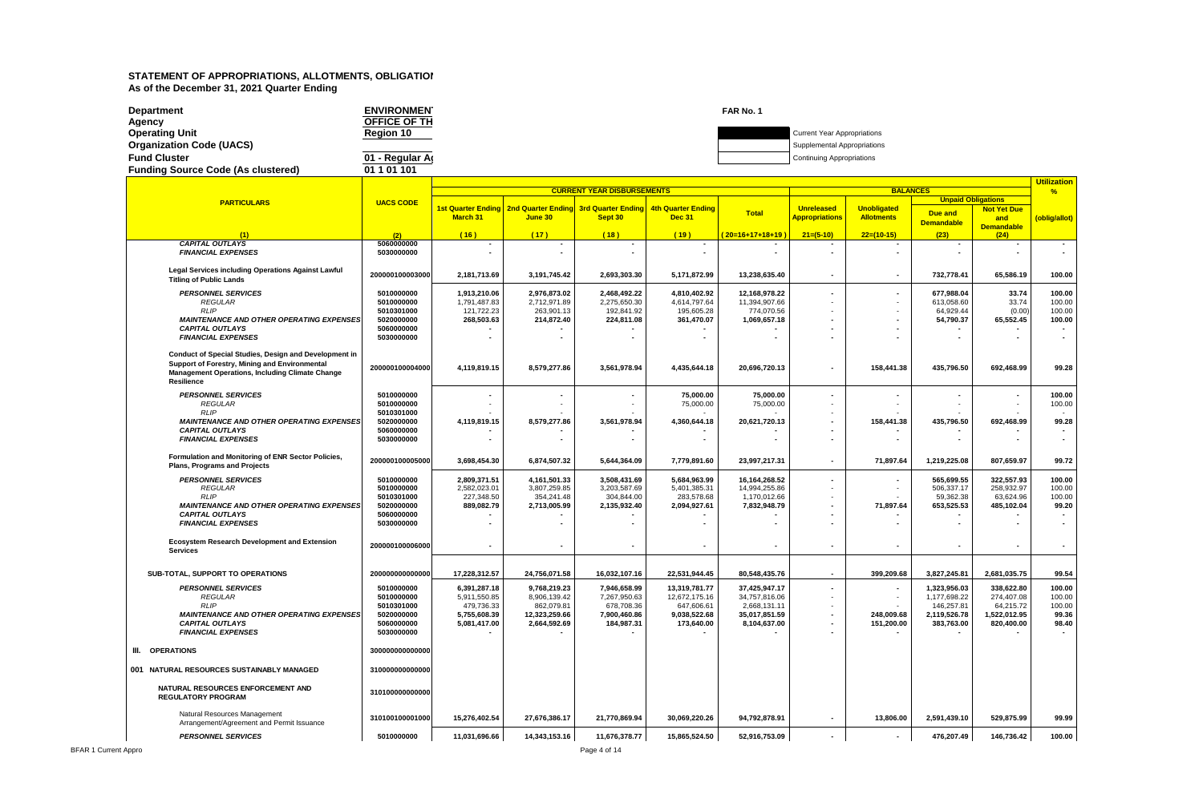## STATEMENT OF APPROPRIATIONS, ALLOTMENTS, OBLIGATIOI
**As of the December 31, 2021 Quarter Ending**

| | | |
|---|---|---|
| **Department** | **ENVIRONMEN** | **FAR No. 1** |
| **Agency** | **OFFICE OF TH** | |
| **Operating Unit** | **Region 10** | Current Year Appropriations |
| **Organization Code (UACS)** | | Supplemental Appropriations |
| **Fund Cluster** | **01 - Regular A** | Continuing Appropriations |
| **Funding Source Code (As clustered)** | **01 1 01 101** | |

| PARTICULARS | UACS CODE | CURRENT YEAR DISBURSEMENTS | | | | | BALANCES | | | | Utilization % |
|---|---|---|---|---|---|---|---|---|---|---|---|
| | | 1st Quarter Ending March 31 | 2nd Quarter Ending June 30 | 3rd Quarter Ending Sept 30 | 4th Quarter Ending Dec 31 | Total | Unreleased Appropriations | Unobligated Allotments | Unpaid Obligations | | (oblig/allot) |
| | | | | | | | | | Due and Demandable | Not Yet Due and Demandable | |
| (1) | (2) | (16) | (17) | (18) | (19) | (20=16+17+18+19) | 21=(5-10) | 22=(10-15) | (23) | (24) | |
| *CAPITAL OUTLAYS* | 5060000000 | - | - | - | - | - | - | - | - | - | - |
| *FINANCIAL EXPENSES* | 5030000000 | - | - | - | - | - | - | - | - | - | - |
| **Legal Services including Operations Against Lawful Titling of Public Lands** | 200000100003000 | 2,181,713.69 | 3,191,745.42 | 2,693,303.30 | 5,171,872.99 | 13,238,635.40 | - | - | 732,778.41 | 65,586.19 | 100.00 |
| *PERSONNEL SERVICES* | 5010000000 | 1,913,210.06 | 2,976,873.02 | 2,468,492.22 | 4,810,402.92 | 12,168,978.22 | - | - | 677,988.04 | 33.74 | 100.00 |
| *REGULAR* | 5010000000 | 1,791,487.83 | 2,712,971.89 | 2,275,650.30 | 4,614,797.64 | 11,394,907.66 | - | - | 613,058.60 | 33.74 | 100.00 |
| *RLIP* | 5010301000 | 121,722.23 | 263,901.13 | 192,841.92 | 195,605.28 | 774,070.56 | - | - | 64,929.44 | (0.00) | 100.00 |
| *MAINTENANCE AND OTHER OPERATING EXPENSES* | 5020000000 | 268,503.63 | 214,872.40 | 224,811.08 | 361,470.07 | 1,069,657.18 | - | - | 54,790.37 | 65,552.45 | 100.00 |
| *CAPITAL OUTLAYS* | 5060000000 | - | - | - | - | - | - | - | - | - | - |
| *FINANCIAL EXPENSES* | 5030000000 | - | - | - | - | - | - | - | - | - | - |
| **Conduct of Special Studies, Design and Development in Support of Forestry, Mining and Environmental Management Operations, Including Climate Change Resilience** | 200000100004000 | 4,119,819.15 | 8,579,277.86 | 3,561,978.94 | 4,435,644.18 | 20,696,720.13 | - | 158,441.38 | 435,796.50 | 692,468.99 | 99.28 |
| *PERSONNEL SERVICES* | 5010000000 | - | - | - | 75,000.00 | 75,000.00 | - | - | - | - | 100.00 |
| *REGULAR* | 5010000000 | - | - | - | 75,000.00 | 75,000.00 | - | - | - | - | 100.00 |
| *RLIP* | 5010301000 | - | - | - | - | - | - | - | - | - | - |
| *MAINTENANCE AND OTHER OPERATING EXPENSES* | 5020000000 | 4,119,819.15 | 8,579,277.86 | 3,561,978.94 | 4,360,644.18 | 20,621,720.13 | - | 158,441.38 | 435,796.50 | 692,468.99 | 99.28 |
| *CAPITAL OUTLAYS* | 5060000000 | - | - | - | - | - | - | - | - | - | - |
| *FINANCIAL EXPENSES* | 5030000000 | - | - | - | - | - | - | - | - | - | - |
| **Formulation and Monitoring of ENR Sector Policies, Plans, Programs and Projects** | 200000100005000 | 3,698,454.30 | 6,874,507.32 | 5,644,364.09 | 7,779,891.60 | 23,997,217.31 | - | 71,897.64 | 1,219,225.08 | 807,659.97 | 99.72 |
| *PERSONNEL SERVICES* | 5010000000 | 2,809,371.51 | 4,161,501.33 | 3,508,431.69 | 5,684,963.99 | 16,164,268.52 | - | - | 565,699.55 | 322,557.93 | 100.00 |
| *REGULAR* | 5010000000 | 2,582,023.01 | 3,807,259.85 | 3,203,587.69 | 5,401,385.31 | 14,994,255.86 | - | - | 506,337.17 | 258,932.97 | 100.00 |
| *RLIP* | 5010301000 | 227,348.50 | 354,241.48 | 304,844.00 | 283,578.68 | 1,170,012.66 | - | - | 59,362.38 | 63,624.96 | 100.00 |
| *MAINTENANCE AND OTHER OPERATING EXPENSES* | 5020000000 | 889,082.79 | 2,713,005.99 | 2,135,932.40 | 2,094,927.61 | 7,832,948.79 | - | 71,897.64 | 653,525.53 | 485,102.04 | 99.20 |
| *CAPITAL OUTLAYS* | 5060000000 | - | - | - | - | - | - | - | - | - | - |
| *FINANCIAL EXPENSES* | 5030000000 | - | - | - | - | - | - | - | - | - | - |
| **Ecosystem Research Development and Extension Services** | 200000100006000 | - | - | - | - | - | - | - | - | - | - |
| **SUB-TOTAL, SUPPORT TO OPERATIONS** | 200000000000000 | 17,228,312.57 | 24,756,071.58 | 16,032,107.16 | 22,531,944.45 | 80,548,435.76 | - | 399,209.68 | 3,827,245.81 | 2,681,035.75 | 99.54 |
| *PERSONNEL SERVICES* | 5010000000 | 6,391,287.18 | 9,768,219.23 | 7,946,658.99 | 13,319,781.77 | 37,425,947.17 | - | - | 1,323,956.03 | 338,622.80 | 100.00 |
| *REGULAR* | 5010000000 | 5,911,550.85 | 8,906,139.42 | 7,267,950.63 | 12,672,175.16 | 34,757,816.06 | - | - | 1,177,698.22 | 274,407.08 | 100.00 |
| *RLIP* | 5010301000 | 479,736.33 | 862,079.81 | 678,708.36 | 647,606.61 | 2,668,131.11 | - | - | 146,257.81 | 64,215.72 | 100.00 |
| *MAINTENANCE AND OTHER OPERATING EXPENSES* | 5020000000 | 5,755,608.39 | 12,323,259.66 | 7,900,460.86 | 9,038,522.68 | 35,017,851.59 | - | 248,009.68 | 2,119,526.78 | 1,522,012.95 | 99.36 |
| *CAPITAL OUTLAYS* | 5060000000 | 5,081,417.00 | 2,664,592.69 | 184,987.31 | 173,640.00 | 8,104,637.00 | - | 151,200.00 | 383,763.00 | 820,400.00 | 98.40 |
| *FINANCIAL EXPENSES* | 5030000000 | - | - | - | - | - | - | - | - | - | - |
| **III. OPERATIONS** | 300000000000000 | | | | | | | | | | |
| **001 NATURAL RESOURCES SUSTAINABLY MANAGED** | 310000000000000 | | | | | | | | | | |
| **NATURAL RESOURCES ENFORCEMENT AND REGULATORY PROGRAM** | 310100000000000 | | | | | | | | | | |
| Natural Resources Management Arrangement/Agreement and Permit Issuance | 310100100001000 | 15,276,402.54 | 27,676,386.17 | 21,770,869.94 | 30,069,220.26 | 94,792,878.91 | - | 13,806.00 | 2,591,439.10 | 529,875.99 | 99.99 |
| *PERSONNEL SERVICES* | 5010000000 | 11,031,696.66 | 14,343,153.16 | 11,676,378.77 | 15,865,524.50 | 52,916,753.09 | - | - | 476,207.49 | 146,736.42 | 100.00 |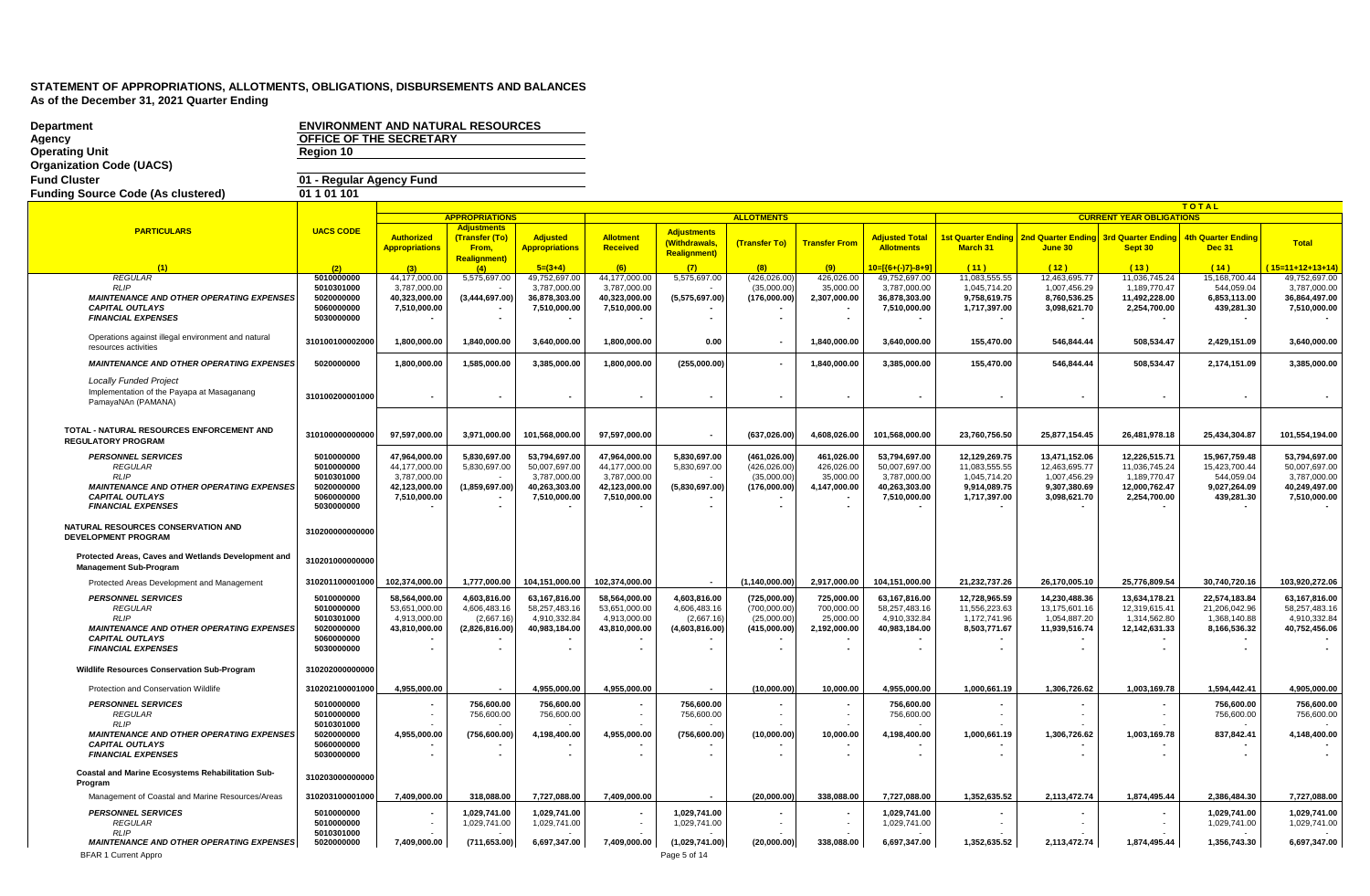**STATEMENT OF APPROPRIATIONS, ALLOTMENTS, OBLIGATIONS, DISBURSEMENTS AND BALANCES**
**As of the December 31, 2021 Quarter Ending**

| | |
|---|---|
| **Department** | **ENVIRONMENT AND NATURAL RESOURCES** |
| **Agency** | **OFFICE OF THE SECRETARY** |
| **Operating Unit** | **Region 10** |
| **Organization Code (UACS)** | |
| **Fund Cluster** | **01 - Regular Agency Fund** |
| **Funding Source Code (As clustered)** | **01 1 01 101** |

| PARTICULARS | UACS CODE | APPROPRIATIONS | | | ALLOTMENTS | | | | | CURRENT YEAR OBLIGATIONS (TOTAL) | | | | |
|---|---|---|---|---|---|---|---|---|---|---|---|---|---|---|
| | | Authorized Appropriations | Adjustments (Transfer (To) From, Realignment) | Adjusted Appropriations | Allotment Received | Adjustments (Withdrawals, Realignment) | (Transfer To) | Transfer From | Adjusted Total Allotments | 1st Quarter Ending March 31 | 2nd Quarter Ending June 30 | 3rd Quarter Ending Sept 30 | 4th Quarter Ending Dec 31 | Total |
| (1) | (2) | (3) | (4) | 5=(3+4) | (6) | (7) | (8) | (9) | 10=[(6+(-)7)-8+9] | (11) | (12) | (13) | (14) | (15=11+12+13+14) |
| *REGULAR* | 5010000000 | 44,177,000.00 | 5,575,697.00 | 49,752,697.00 | 44,177,000.00 | 5,575,697.00 | (426,026.00) | 426,026.00 | 49,752,697.00 | 11,083,555.55 | 12,463,695.77 | 11,036,745.24 | 15,168,700.44 | 49,752,697.00 |
| *RLIP* | 5010301000 | 3,787,000.00 | - | 3,787,000.00 | 3,787,000.00 | - | (35,000.00) | 35,000.00 | 3,787,000.00 | 1,045,714.20 | 1,007,456.29 | 1,189,770.47 | 544,059.04 | 3,787,000.00 |
| ***MAINTENANCE AND OTHER OPERATING EXPENSES*** | 5020000000 | 40,323,000.00 | (3,444,697.00) | 36,878,303.00 | 40,323,000.00 | (5,575,697.00) | (176,000.00) | 2,307,000.00 | 36,878,303.00 | 9,758,619.75 | 8,760,536.25 | 11,492,228.00 | 6,853,113.00 | 36,864,497.00 |
| ***CAPITAL OUTLAYS*** | 5060000000 | 7,510,000.00 | - | 7,510,000.00 | 7,510,000.00 | - | - | - | 7,510,000.00 | 1,717,397.00 | 3,098,621.70 | 2,254,700.00 | 439,281.30 | 7,510,000.00 |
| ***FINANCIAL EXPENSES*** | 5030000000 | - | - | - | - | - | - | - | - | - | - | - | - | - |
| Operations against illegal environment and natural resources activities | 310100100002000 | 1,800,000.00 | 1,840,000.00 | 3,640,000.00 | 1,800,000.00 | 0.00 | - | 1,840,000.00 | 3,640,000.00 | 155,470.00 | 546,844.44 | 508,534.47 | 2,429,151.09 | 3,640,000.00 |
| ***MAINTENANCE AND OTHER OPERATING EXPENSES*** | 5020000000 | 1,800,000.00 | 1,585,000.00 | 3,385,000.00 | 1,800,000.00 | (255,000.00) | - | 1,840,000.00 | 3,385,000.00 | 155,470.00 | 546,844.44 | 508,534.47 | 2,174,151.09 | 3,385,000.00 |
| *Locally Funded Project* Implementation of the Payapa at Masaganang PamayaNAn (PAMANA) | 310100200001000 | - | - | - | - | - | - | - | - | - | - | - | - | - |
| **TOTAL - NATURAL RESOURCES ENFORCEMENT AND REGULATORY PROGRAM** | 310100000000000 | 97,597,000.00 | 3,971,000.00 | 101,568,000.00 | 97,597,000.00 | - | (637,026.00) | 4,608,026.00 | 101,568,000.00 | 23,760,756.50 | 25,877,154.45 | 26,481,978.18 | 25,434,304.87 | 101,554,194.00 |
| ***PERSONNEL SERVICES*** | 5010000000 | 47,964,000.00 | 5,830,697.00 | 53,794,697.00 | 47,964,000.00 | 5,830,697.00 | (461,026.00) | 461,026.00 | 53,794,697.00 | 12,129,269.75 | 13,471,152.06 | 12,226,515.71 | 15,967,759.48 | 53,794,697.00 |
| *REGULAR* | 5010000000 | 44,177,000.00 | 5,830,697.00 | 50,007,697.00 | 44,177,000.00 | 5,830,697.00 | (426,026.00) | 426,026.00 | 50,007,697.00 | 11,083,555.55 | 12,463,695.77 | 11,036,745.24 | 15,423,700.44 | 50,007,697.00 |
| *RLIP* | 5010301000 | 3,787,000.00 | - | 3,787,000.00 | 3,787,000.00 | - | (35,000.00) | 35,000.00 | 3,787,000.00 | 1,045,714.20 | 1,007,456.29 | 1,189,770.47 | 544,059.04 | 3,787,000.00 |
| ***MAINTENANCE AND OTHER OPERATING EXPENSES*** | 5020000000 | 42,123,000.00 | (1,859,697.00) | 40,263,303.00 | 42,123,000.00 | (5,830,697.00) | (176,000.00) | 4,147,000.00 | 40,263,303.00 | 9,914,089.75 | 9,307,380.69 | 12,000,762.47 | 9,027,264.09 | 40,249,497.00 |
| ***CAPITAL OUTLAYS*** | 5060000000 | 7,510,000.00 | - | 7,510,000.00 | 7,510,000.00 | - | - | - | 7,510,000.00 | 1,717,397.00 | 3,098,621.70 | 2,254,700.00 | 439,281.30 | 7,510,000.00 |
| ***FINANCIAL EXPENSES*** | 5030000000 | - | - | - | - | - | - | - | - | - | - | - | - | - |
| **NATURAL RESOURCES CONSERVATION AND DEVELOPMENT PROGRAM** | 310200000000000 | | | | | | | | | | | | | |
| **Protected Areas, Caves and Wetlands Development and Management Sub-Program** | 310201000000000 | | | | | | | | | | | | | |
| Protected Areas Development and Management | 310201100001000 | 102,374,000.00 | 1,777,000.00 | 104,151,000.00 | 102,374,000.00 | - | (1,140,000.00) | 2,917,000.00 | 104,151,000.00 | 21,232,737.26 | 26,170,005.10 | 25,776,809.54 | 30,740,720.16 | 103,920,272.06 |
| ***PERSONNEL SERVICES*** | 5010000000 | 58,564,000.00 | 4,603,816.00 | 63,167,816.00 | 58,564,000.00 | 4,603,816.00 | (725,000.00) | 725,000.00 | 63,167,816.00 | 12,728,965.59 | 14,230,488.36 | 13,634,178.21 | 22,574,183.84 | 63,167,816.00 |
| *REGULAR* | 5010000000 | 53,651,000.00 | 4,606,483.16 | 58,257,483.16 | 53,651,000.00 | 4,606,483.16 | (700,000.00) | 700,000.00 | 58,257,483.16 | 11,556,223.63 | 13,175,601.16 | 12,319,615.41 | 21,206,042.96 | 58,257,483.16 |
| *RLIP* | 5010301000 | 4,913,000.00 | (2,667.16) | 4,910,332.84 | 4,913,000.00 | (2,667.16) | (25,000.00) | 25,000.00 | 4,910,332.84 | 1,172,741.96 | 1,054,887.20 | 1,314,562.80 | 1,368,140.88 | 4,910,332.84 |
| ***MAINTENANCE AND OTHER OPERATING EXPENSES*** | 5020000000 | 43,810,000.00 | (2,826,816.00) | 40,983,184.00 | 43,810,000.00 | (4,603,816.00) | (415,000.00) | 2,192,000.00 | 40,983,184.00 | 8,503,771.67 | 11,939,516.74 | 12,142,631.33 | 8,166,536.32 | 40,752,456.06 |
| ***CAPITAL OUTLAYS*** | 5060000000 | - | - | - | - | - | - | - | - | - | - | - | - | - |
| ***FINANCIAL EXPENSES*** | 5030000000 | - | - | - | - | - | - | - | - | - | - | - | - | - |
| **Wildlife Resources Conservation Sub-Program** | 310202000000000 | | | | | | | | | | | | | |
| Protection and Conservation Wildlife | 310202100001000 | 4,955,000.00 | - | 4,955,000.00 | 4,955,000.00 | - | (10,000.00) | 10,000.00 | 4,955,000.00 | 1,000,661.19 | 1,306,726.62 | 1,003,169.78 | 1,594,442.41 | 4,905,000.00 |
| ***PERSONNEL SERVICES*** | 5010000000 | - | 756,600.00 | 756,600.00 | - | 756,600.00 | - | - | 756,600.00 | - | - | - | 756,600.00 | 756,600.00 |
| *REGULAR* | 5010000000 | - | 756,600.00 | 756,600.00 | - | 756,600.00 | - | - | 756,600.00 | - | - | - | 756,600.00 | 756,600.00 |
| *RLIP* | 5010301000 | - | - | - | - | - | - | - | - | - | - | - | - | - |
| ***MAINTENANCE AND OTHER OPERATING EXPENSES*** | 5020000000 | 4,955,000.00 | (756,600.00) | 4,198,400.00 | 4,955,000.00 | (756,600.00) | (10,000.00) | 10,000.00 | 4,198,400.00 | 1,000,661.19 | 1,306,726.62 | 1,003,169.78 | 837,842.41 | 4,148,400.00 |
| ***CAPITAL OUTLAYS*** | 5060000000 | - | - | - | - | - | - | - | - | - | - | - | - | - |
| ***FINANCIAL EXPENSES*** | 5030000000 | - | - | - | - | - | - | - | - | - | - | - | - | - |
| **Coastal and Marine Ecosystems Rehabilitation Sub-Program** | 310203000000000 | | | | | | | | | | | | | |
| Management of Coastal and Marine Resources/Areas | 310203100001000 | 7,409,000.00 | 318,088.00 | 7,727,088.00 | 7,409,000.00 | - | (20,000.00) | 338,088.00 | 7,727,088.00 | 1,352,635.52 | 2,113,472.74 | 1,874,495.44 | 2,386,484.30 | 7,727,088.00 |
| ***PERSONNEL SERVICES*** | 5010000000 | - | 1,029,741.00 | 1,029,741.00 | - | 1,029,741.00 | - | - | 1,029,741.00 | - | - | - | 1,029,741.00 | 1,029,741.00 |
| *REGULAR* | 5010000000 | - | 1,029,741.00 | 1,029,741.00 | - | 1,029,741.00 | - | - | 1,029,741.00 | - | - | - | 1,029,741.00 | 1,029,741.00 |
| *RLIP* | 5010301000 | - | - | - | - | - | - | - | - | - | - | - | - | - |
| ***MAINTENANCE AND OTHER OPERATING EXPENSES*** | 5020000000 | 7,409,000.00 | (711,653.00) | 6,697,347.00 | 7,409,000.00 | (1,029,741.00) | (20,000.00) | 338,088.00 | 6,697,347.00 | 1,352,635.52 | 2,113,472.74 | 1,874,495.44 | 1,356,743.30 | 6,697,347.00 |

BFAR 1 Current Appro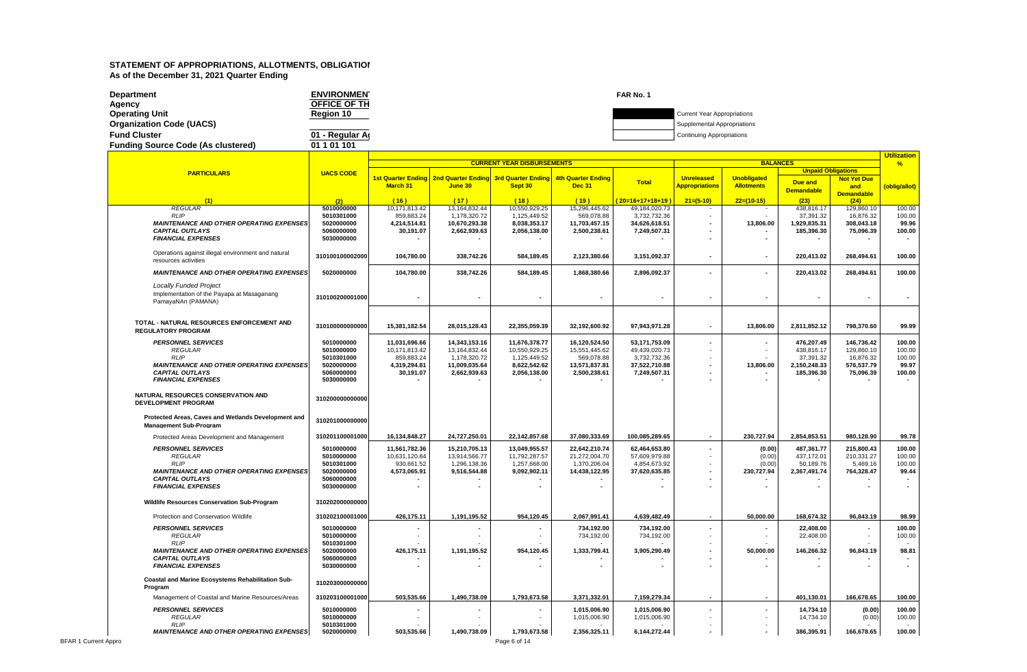# STATEMENT OF APPROPRIATIONS, ALLOTMENTS, OBLIGATIOI
**As of the December 31, 2021 Quarter Ending**

**Department** ENVIRONMEN
**Agency** OFFICE OF TH
**Operating Unit** Region 10
**Organization Code (UACS)**
**Fund Cluster** 01 - Regular A
**Funding Source Code (As clustered)** 01 1 01 101

FAR No. 1

Current Year Appropriations
Supplemental Appropriations
Continuing Appropriations

| PARTICULARS | UACS CODE | CURRENT YEAR DISBURSEMENTS | | | | | BALANCES | | | | Utilization % |
|---|---|---|---|---|---|---|---|---|---|---|---|
| | | 1st Quarter Ending March 31 | 2nd Quarter Ending June 30 | 3rd Quarter Ending Sept 30 | 4th Quarter Ending Dec 31 | Total | Unreleased Appropriations | Unobligated Allotments | Unpaid Obligations | | (oblig/allot) |
| | | | | | | | | | Due and Demandable | Not Yet Due and Demandable | |
| (1) | (2) | (16) | (17) | (18) | (19) | (20=16+17+18+19) | 21=(5-10) | 22=(10-15) | (23) | (24) | |
| *REGULAR* | 5010000000 | 10,171,813.42 | 13,164,832.44 | 10,550,929.25 | 15,296,445.62 | 49,184,020.73 | - | - | 438,816.17 | 129,860.10 | 100.00 |
| *RLIP* | 5010301000 | 859,883.24 | 1,178,320.72 | 1,125,449.52 | 569,078.88 | 3,732,732.36 | - | - | 37,391.32 | 16,876.32 | 100.00 |
| ***MAINTENANCE AND OTHER OPERATING EXPENSES*** | 5020000000 | 4,214,514.81 | 10,670,293.38 | 8,038,353.17 | 11,703,457.15 | 34,626,618.51 | - | 13,806.00 | 1,929,835.31 | 308,043.18 | 99.96 |
| ***CAPITAL OUTLAYS*** | 5060000000 | 30,191.07 | 2,662,939.63 | 2,056,138.00 | 2,500,238.61 | 7,249,507.31 | - | - | 185,396.30 | 75,096.39 | 100.00 |
| ***FINANCIAL EXPENSES*** | 5030000000 | - | - | - | - | - | - | - | - | - | - |
| Operations against illegal environment and natural resources activities | 310100100002000 | 104,780.00 | 338,742.26 | 584,189.45 | 2,123,380.66 | 3,151,092.37 | - | - | 220,413.02 | 268,494.61 | 100.00 |
| ***MAINTENANCE AND OTHER OPERATING EXPENSES*** | 5020000000 | 104,780.00 | 338,742.26 | 584,189.45 | 1,868,380.66 | 2,896,092.37 | - | - | 220,413.02 | 268,494.61 | 100.00 |
| *Locally Funded Project* | | | | | | | | | | | |
| Implementation of the Payapa at Masaganang PamayaNAn (PAMANA) | 310100200001000 | - | - | - | - | - | - | - | - | - | - |
| **TOTAL - NATURAL RESOURCES ENFORCEMENT AND REGULATORY PROGRAM** | 310100000000000 | 15,381,182.54 | 28,015,128.43 | 22,355,059.39 | 32,192,600.92 | 97,943,971.28 | - | 13,806.00 | 2,811,852.12 | 798,370.60 | 99.99 |
| ***PERSONNEL SERVICES*** | 5010000000 | 11,031,696.66 | 14,343,153.16 | 11,676,378.77 | 16,120,524.50 | 53,171,753.09 | - | - | 476,207.49 | 146,736.42 | 100.00 |
| *REGULAR* | 5010000000 | 10,171,813.42 | 13,164,832.44 | 10,550,929.25 | 15,551,445.62 | 49,439,020.73 | - | - | 438,816.17 | 129,860.10 | 100.00 |
| *RLIP* | 5010301000 | 859,883.24 | 1,178,320.72 | 1,125,449.52 | 569,078.88 | 3,732,732.36 | - | - | 37,391.32 | 16,876.32 | 100.00 |
| ***MAINTENANCE AND OTHER OPERATING EXPENSES*** | 5020000000 | 4,319,294.81 | 11,009,035.64 | 8,622,542.62 | 13,571,837.81 | 37,522,710.88 | - | 13,806.00 | 2,150,248.33 | 576,537.79 | 99.97 |
| ***CAPITAL OUTLAYS*** | 5060000000 | 30,191.07 | 2,662,939.63 | 2,056,138.00 | 2,500,238.61 | 7,249,507.31 | - | - | 185,396.30 | 75,096.39 | 100.00 |
| ***FINANCIAL EXPENSES*** | 5030000000 | - | - | - | - | - | - | - | - | - | - |
| **NATURAL RESOURCES CONSERVATION AND DEVELOPMENT PROGRAM** | 310200000000000 | | | | | | | | | | |
| **Protected Areas, Caves and Wetlands Development and Management Sub-Program** | 310201000000000 | | | | | | | | | | |
| Protected Areas Development and Management | 310201100001000 | 16,134,848.27 | 24,727,250.01 | 22,142,857.68 | 37,080,333.69 | 100,085,289.65 | - | 230,727.94 | 2,854,853.51 | 980,128.90 | 99.78 |
| ***PERSONNEL SERVICES*** | 5010000000 | 11,561,782.36 | 15,210,705.13 | 13,049,955.57 | 22,642,210.74 | 62,464,653.80 | - | (0.00) | 487,361.77 | 215,800.43 | 100.00 |
| *REGULAR* | 5010000000 | 10,631,120.84 | 13,914,566.77 | 11,792,287.57 | 21,272,004.70 | 57,609,979.88 | - | (0.00) | 437,172.01 | 210,331.27 | 100.00 |
| *RLIP* | 5010301000 | 930,661.52 | 1,296,138.36 | 1,257,668.00 | 1,370,206.04 | 4,854,673.92 | - | (0.00) | 50,189.76 | 5,469.16 | 100.00 |
| ***MAINTENANCE AND OTHER OPERATING EXPENSES*** | 5020000000 | 4,573,065.91 | 9,516,544.88 | 9,092,902.11 | 14,438,122.95 | 37,620,635.85 | - | 230,727.94 | 2,367,491.74 | 764,328.47 | 99.44 |
| ***CAPITAL OUTLAYS*** | 5060000000 | - | - | - | - | - | - | - | - | - | - |
| ***FINANCIAL EXPENSES*** | 5030000000 | - | - | - | - | - | - | - | - | - | - |
| **Wildlife Resources Conservation Sub-Program** | 310202000000000 | | | | | | | | | | |
| Protection and Conservation Wildlife | 310202100001000 | 426,175.11 | 1,191,195.52 | 954,120.45 | 2,067,991.41 | 4,639,482.49 | - | 50,000.00 | 168,674.32 | 96,843.19 | 98.99 |
| ***PERSONNEL SERVICES*** | 5010000000 | - | - | - | 734,192.00 | 734,192.00 | - | - | 22,408.00 | - | 100.00 |
| *REGULAR* | 5010000000 | - | - | - | 734,192.00 | 734,192.00 | - | - | 22,408.00 | - | 100.00 |
| *RLIP* | 5010301000 | - | - | - | - | - | - | - | - | - | - |
| ***MAINTENANCE AND OTHER OPERATING EXPENSES*** | 5020000000 | 426,175.11 | 1,191,195.52 | 954,120.45 | 1,333,799.41 | 3,905,290.49 | - | 50,000.00 | 146,266.32 | 96,843.19 | 98.81 |
| ***CAPITAL OUTLAYS*** | 5060000000 | - | - | - | - | - | - | - | - | - | - |
| ***FINANCIAL EXPENSES*** | 5030000000 | - | - | - | - | - | - | - | - | - | - |
| **Coastal and Marine Ecosystems Rehabilitation Sub-Program** | 310203000000000 | | | | | | | | | | |
| Management of Coastal and Marine Resources/Areas | 310203100001000 | 503,535.66 | 1,490,738.09 | 1,793,673.58 | 3,371,332.01 | 7,159,279.34 | - | - | 401,130.01 | 166,678.65 | 100.00 |
| ***PERSONNEL SERVICES*** | 5010000000 | - | - | - | 1,015,006.90 | 1,015,006.90 | - | - | 14,734.10 | (0.00) | 100.00 |
| *REGULAR* | 5010000000 | - | - | - | 1,015,006.90 | 1,015,006.90 | - | - | 14,734.10 | (0.00) | 100.00 |
| *RLIP* | 5010301000 | - | - | - | - | - | - | - | - | - | - |
| ***MAINTENANCE AND OTHER OPERATING EXPENSES*** | 5020000000 | 503,535.66 | 1,490,738.09 | 1,793,673.58 | 2,356,325.11 | 6,144,272.44 | - | - | 386,395.91 | 166,678.65 | 100.00 |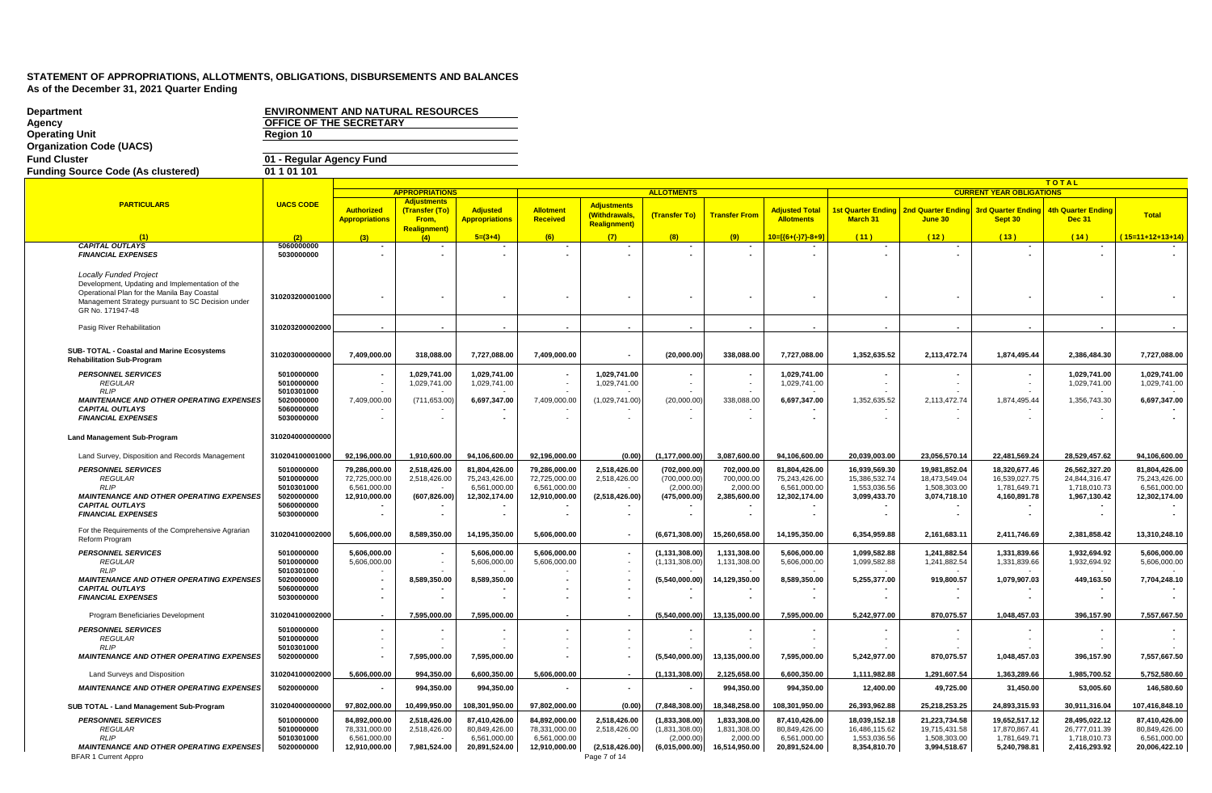# STATEMENT OF APPROPRIATIONS, ALLOTMENTS, OBLIGATIONS, DISBURSEMENTS AND BALANCES
**As of the December 31, 2021 Quarter Ending**

| | |
|---|---|
| **Department** | **ENVIRONMENT AND NATURAL RESOURCES** |
| **Agency** | **OFFICE OF THE SECRETARY** |
| **Operating Unit** | **Region 10** |
| **Organization Code (UACS)** | |
| **Fund Cluster** | **01 - Regular Agency Fund** |
| **Funding Source Code (As clustered)** | **01 1 01 101** |

| PARTICULARS | UACS CODE | APPROPRIATIONS: Authorized Appropriations | APPROPRIATIONS: Adjustments (Transfer (To) From, Realignment) | APPROPRIATIONS: Adjusted Appropriations | ALLOTMENTS: Allotment Received | ALLOTMENTS: Adjustments (Withdrawals, Realignment) | ALLOTMENTS: (Transfer To) | ALLOTMENTS: Transfer From | ALLOTMENTS: Adjusted Total Allotments | CURRENT YEAR OBLIGATIONS: 1st Quarter Ending March 31 | CURRENT YEAR OBLIGATIONS: 2nd Quarter Ending June 30 | CURRENT YEAR OBLIGATIONS: 3rd Quarter Ending Sept 30 | CURRENT YEAR OBLIGATIONS: 4th Quarter Ending Dec 31 | CURRENT YEAR OBLIGATIONS: Total |
|---|---|---|---|---|---|---|---|---|---|---|---|---|---|---|
| (1) | (2) | (3) | (4) | 5=(3+4) | (6) | (7) | (8) | (9) | 10=[(6+(-)7)-8+9] | (11) | (12) | (13) | (14) | (15=11+12+13+14) |
| *CAPITAL OUTLAYS* | 5060000000 | - | - | - | - | - | - | - | - | - | - | - | - | - |
| *FINANCIAL EXPENSES* | 5030000000 | - | - | - | - | - | - | - | - | - | - | - | - | - |
| *Locally Funded Project* Development, Updating and Implementation of the Operational Plan for the Manila Bay Coastal Management Strategy pursuant to SC Decision under GR No. 171947-48 | 310203200001000 | - | - | - | - | - | - | - | - | - | - | - | - | - |
| Pasig River Rehabilitation | 310203200002000 | - | - | - | - | - | - | - | - | - | - | - | - | - |
| **SUB- TOTAL - Coastal and Marine Ecosystems Rehabilitation Sub-Program** | 310203000000000 | 7,409,000.00 | 318,088.00 | 7,727,088.00 | 7,409,000.00 | - | (20,000.00) | 338,088.00 | 7,727,088.00 | 1,352,635.52 | 2,113,472.74 | 1,874,495.44 | 2,386,484.30 | 7,727,088.00 |
| *PERSONNEL SERVICES* | 5010000000 | - | 1,029,741.00 | 1,029,741.00 | - | 1,029,741.00 | - | - | 1,029,741.00 | - | - | - | 1,029,741.00 | 1,029,741.00 |
| *REGULAR* | 5010000000 | - | 1,029,741.00 | 1,029,741.00 | - | 1,029,741.00 | - | - | 1,029,741.00 | - | - | - | 1,029,741.00 | 1,029,741.00 |
| *RLIP* | 5010301000 | - | - | - | - | - | - | - | - | - | - | - | - | - |
| *MAINTENANCE AND OTHER OPERATING EXPENSES* | 5020000000 | 7,409,000.00 | (711,653.00) | 6,697,347.00 | 7,409,000.00 | (1,029,741.00) | (20,000.00) | 338,088.00 | 6,697,347.00 | 1,352,635.52 | 2,113,472.74 | 1,874,495.44 | 1,356,743.30 | 6,697,347.00 |
| *CAPITAL OUTLAYS* | 5060000000 | - | - | - | - | - | - | - | - | - | - | - | - | - |
| *FINANCIAL EXPENSES* | 5030000000 | - | - | - | - | - | - | - | - | - | - | - | - | - |
| **Land Management Sub-Program** | 310204000000000 | | | | | | | | | | | | | |
| Land Survey, Disposition and Records Management | 310204100001000 | 92,196,000.00 | 1,910,600.00 | 94,106,600.00 | 92,196,000.00 | (0.00) | (1,177,000.00) | 3,087,600.00 | 94,106,600.00 | 20,039,003.00 | 23,056,570.14 | 22,481,569.24 | 28,529,457.62 | 94,106,600.00 |
| *PERSONNEL SERVICES* | 5010000000 | 79,286,000.00 | 2,518,426.00 | 81,804,426.00 | 79,286,000.00 | 2,518,426.00 | (702,000.00) | 702,000.00 | 81,804,426.00 | 16,939,569.30 | 19,981,852.04 | 18,320,677.46 | 26,562,327.20 | 81,804,426.00 |
| *REGULAR* | 5010000000 | 72,725,000.00 | 2,518,426.00 | 75,243,426.00 | 72,725,000.00 | 2,518,426.00 | (700,000.00) | 700,000.00 | 75,243,426.00 | 15,386,532.74 | 18,473,549.04 | 16,539,027.75 | 24,844,316.47 | 75,243,426.00 |
| *RLIP* | 5010301000 | 6,561,000.00 | - | 6,561,000.00 | 6,561,000.00 | - | (2,000.00) | 2,000.00 | 6,561,000.00 | 1,553,036.56 | 1,508,303.00 | 1,781,649.71 | 1,718,010.73 | 6,561,000.00 |
| *MAINTENANCE AND OTHER OPERATING EXPENSES* | 5020000000 | 12,910,000.00 | (607,826.00) | 12,302,174.00 | 12,910,000.00 | (2,518,426.00) | (475,000.00) | 2,385,600.00 | 12,302,174.00 | 3,099,433.70 | 3,074,718.10 | 4,160,891.78 | 1,967,130.42 | 12,302,174.00 |
| *CAPITAL OUTLAYS* | 5060000000 | - | - | - | - | - | - | - | - | - | - | - | - | - |
| *FINANCIAL EXPENSES* | 5030000000 | - | - | - | - | - | - | - | - | - | - | - | - | - |
| For the Requirements of the Comprehensive Agrarian Reform Program | 310204100002000 | 5,606,000.00 | 8,589,350.00 | 14,195,350.00 | 5,606,000.00 | - | (6,671,308.00) | 15,260,658.00 | 14,195,350.00 | 6,354,959.88 | 2,161,683.11 | 2,411,746.69 | 2,381,858.42 | 13,310,248.10 |
| *PERSONNEL SERVICES* | 5010000000 | 5,606,000.00 | - | 5,606,000.00 | 5,606,000.00 | - | (1,131,308.00) | 1,131,308.00 | 5,606,000.00 | 1,099,582.88 | 1,241,882.54 | 1,331,839.66 | 1,932,694.92 | 5,606,000.00 |
| *REGULAR* | 5010000000 | 5,606,000.00 | - | 5,606,000.00 | 5,606,000.00 | - | (1,131,308.00) | 1,131,308.00 | 5,606,000.00 | 1,099,582.88 | 1,241,882.54 | 1,331,839.66 | 1,932,694.92 | 5,606,000.00 |
| *RLIP* | 5010301000 | - | - | - | - | - | - | - | - | - | - | - | - | - |
| *MAINTENANCE AND OTHER OPERATING EXPENSES* | 5020000000 | - | 8,589,350.00 | 8,589,350.00 | - | - | (5,540,000.00) | 14,129,350.00 | 8,589,350.00 | 5,255,377.00 | 919,800.57 | 1,079,907.03 | 449,163.50 | 7,704,248.10 |
| *CAPITAL OUTLAYS* | 5060000000 | - | - | - | - | - | - | - | - | - | - | - | - | - |
| *FINANCIAL EXPENSES* | 5030000000 | - | - | - | - | - | - | - | - | - | - | - | - | - |
| Program Beneficiaries Development | 310204100002000 | - | 7,595,000.00 | 7,595,000.00 | - | - | (5,540,000.00) | 13,135,000.00 | 7,595,000.00 | 5,242,977.00 | 870,075.57 | 1,048,457.03 | 396,157.90 | 7,557,667.50 |
| *PERSONNEL SERVICES* | 5010000000 | - | - | - | - | - | - | - | - | - | - | - | - | - |
| *REGULAR* | 5010000000 | - | - | - | - | - | - | - | - | - | - | - | - | - |
| *RLIP* | 5010301000 | - | - | - | - | - | - | - | - | - | - | - | - | - |
| *MAINTENANCE AND OTHER OPERATING EXPENSES* | 5020000000 | - | 7,595,000.00 | 7,595,000.00 | - | - | (5,540,000.00) | 13,135,000.00 | 7,595,000.00 | 5,242,977.00 | 870,075.57 | 1,048,457.03 | 396,157.90 | 7,557,667.50 |
| Land Surveys and Disposition | 310204100002000 | 5,606,000.00 | 994,350.00 | 6,600,350.00 | 5,606,000.00 | - | (1,131,308.00) | 2,125,658.00 | 6,600,350.00 | 1,111,982.88 | 1,291,607.54 | 1,363,289.66 | 1,985,700.52 | 5,752,580.60 |
| *MAINTENANCE AND OTHER OPERATING EXPENSES* | 5020000000 | - | 994,350.00 | 994,350.00 | - | - | - | 994,350.00 | 994,350.00 | 12,400.00 | 49,725.00 | 31,450.00 | 53,005.60 | 146,580.60 |
| **SUB TOTAL - Land Management Sub-Program** | 310204000000000 | 97,802,000.00 | 10,499,950.00 | 108,301,950.00 | 97,802,000.00 | (0.00) | (7,848,308.00) | 18,348,258.00 | 108,301,950.00 | 26,393,962.88 | 25,218,253.25 | 24,893,315.93 | 30,911,316.04 | 107,416,848.10 |
| *PERSONNEL SERVICES* | 5010000000 | 84,892,000.00 | 2,518,426.00 | 87,410,426.00 | 84,892,000.00 | 2,518,426.00 | (1,833,308.00) | 1,833,308.00 | 87,410,426.00 | 18,039,152.18 | 21,223,734.58 | 19,652,517.12 | 28,495,022.12 | 87,410,426.00 |
| *REGULAR* | 5010000000 | 78,331,000.00 | 2,518,426.00 | 80,849,426.00 | 78,331,000.00 | 2,518,426.00 | (1,831,308.00) | 1,831,308.00 | 80,849,426.00 | 16,486,115.62 | 19,715,431.58 | 17,870,867.41 | 26,777,011.39 | 80,849,426.00 |
| *RLIP* | 5010301000 | 6,561,000.00 | - | 6,561,000.00 | 6,561,000.00 | - | (2,000.00) | 2,000.00 | 6,561,000.00 | 1,553,036.56 | 1,508,303.00 | 1,781,649.71 | 1,718,010.73 | 6,561,000.00 |
| *MAINTENANCE AND OTHER OPERATING EXPENSES* | 5020000000 | 12,910,000.00 | 7,981,524.00 | 20,891,524.00 | 12,910,000.00 | (2,518,426.00) | (6,015,000.00) | 16,514,950.00 | 20,891,524.00 | 8,354,810.70 | 3,994,518.67 | 5,240,798.81 | 2,416,293.92 | 20,006,422.10 |

BFAR 1 Current Appro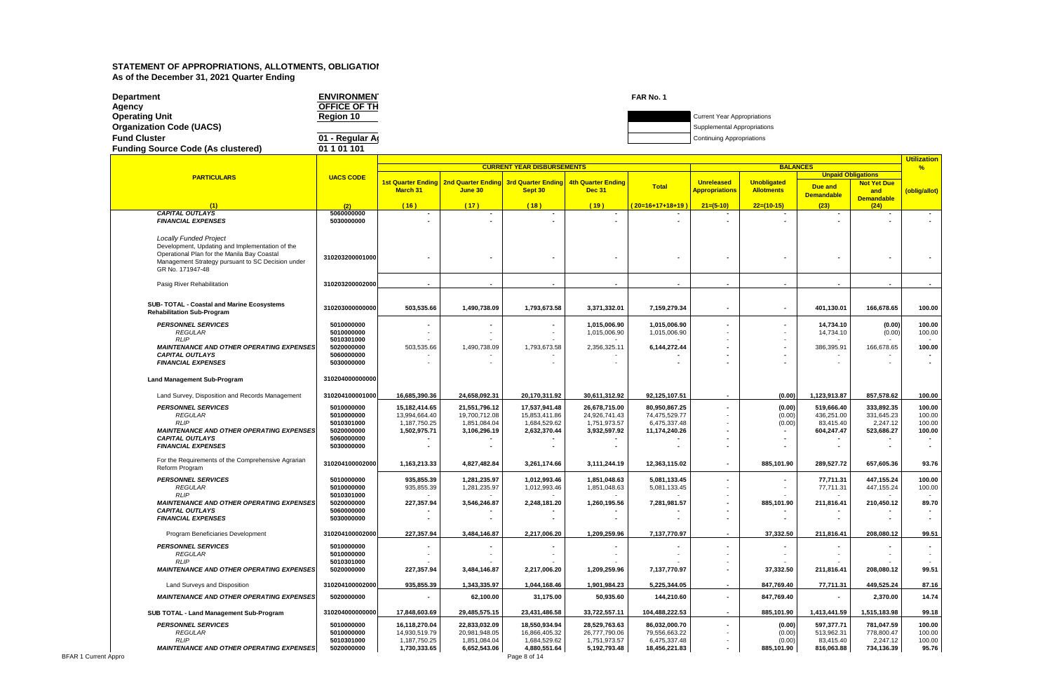# STATEMENT OF APPROPRIATIONS, ALLOTMENTS, OBLIGATIOI
**As of the December 31, 2021 Quarter Ending**

| | | | |
|---|---|---|---|
| **Department** | **ENVIRONMEN** | **FAR No. 1** | |
| **Agency** | **OFFICE OF TH** | | |
| **Operating Unit** | **Region 10** | | Current Year Appropriations |
| **Organization Code (UACS)** | | | Supplemental Appropriations |
| **Fund Cluster** | **01 - Regular A** | | Continuing Appropriations |
| **Funding Source Code (As clustered)** | **01 1 01 101** | | |

| PARTICULARS | UACS CODE | CURRENT YEAR DISBURSEMENTS | | | | | BALANCES | | | | Utilization % |
|---|---|---|---|---|---|---|---|---|---|---|---|
| | | 1st Quarter Ending March 31 | 2nd Quarter Ending June 30 | 3rd Quarter Ending Sept 30 | 4th Quarter Ending Dec 31 | Total | Unreleased Appropriations | Unobligated Allotments | Unpaid Obligations | | (oblig/allot) |
| | | | | | | | | | Due and Demandable | Not Yet Due and Demandable | |
| (1) | (2) | (16) | (17) | (18) | (19) | (20=16+17+18+19) | 21=(5-10) | 22=(10-15) | (23) | (24) | |
| *CAPITAL OUTLAYS* | 5060000000 | - | - | - | - | - | - | - | - | - | - |
| *FINANCIAL EXPENSES* | 5030000000 | - | - | - | - | - | - | - | - | - | - |
| *Locally Funded Project* Development, Updating and Implementation of the Operational Plan for the Manila Bay Coastal Management Strategy pursuant to SC Decision under GR No. 171947-48 | 310203200001000 | - | - | - | - | - | - | - | - | - | - |
| Pasig River Rehabilitation | 310203200002000 | - | - | - | - | - | - | - | - | - | - |
| **SUB- TOTAL - Coastal and Marine Ecosystems Rehabilitation Sub-Program** | 310203000000000 | 503,535.66 | 1,490,738.09 | 1,793,673.58 | 3,371,332.01 | 7,159,279.34 | - | - | 401,130.01 | 166,678.65 | 100.00 |
| *PERSONNEL SERVICES* | 5010000000 | - | - | - | 1,015,006.90 | 1,015,006.90 | - | - | 14,734.10 | (0.00) | 100.00 |
| *REGULAR* | 5010000000 | - | - | - | 1,015,006.90 | 1,015,006.90 | - | - | 14,734.10 | (0.00) | 100.00 |
| *RLIP* | 5010301000 | - | - | - | - | - | - | - | - | - | - |
| *MAINTENANCE AND OTHER OPERATING EXPENSES* | 5020000000 | 503,535.66 | 1,490,738.09 | 1,793,673.58 | 2,356,325.11 | 6,144,272.44 | - | - | 386,395.91 | 166,678.65 | 100.00 |
| *CAPITAL OUTLAYS* | 5060000000 | - | - | - | - | - | - | - | - | - | - |
| *FINANCIAL EXPENSES* | 5030000000 | - | - | - | - | - | - | - | - | - | - |
| **Land Management Sub-Program** | 310204000000000 | | | | | | | | | | |
| Land Survey, Disposition and Records Management | 310204100001000 | 16,685,390.36 | 24,658,092.31 | 20,170,311.92 | 30,611,312.92 | 92,125,107.51 | - | (0.00) | 1,123,913.87 | 857,578.62 | 100.00 |
| *PERSONNEL SERVICES* | 5010000000 | 15,182,414.65 | 21,551,796.12 | 17,537,941.48 | 26,678,715.00 | 80,950,867.25 | - | (0.00) | 519,666.40 | 333,892.35 | 100.00 |
| *REGULAR* | 5010000000 | 13,994,664.40 | 19,700,712.08 | 15,853,411.86 | 24,926,741.43 | 74,475,529.77 | - | (0.00) | 436,251.00 | 331,645.23 | 100.00 |
| *RLIP* | 5010301000 | 1,187,750.25 | 1,851,084.04 | 1,684,529.62 | 1,751,973.57 | 6,475,337.48 | - | (0.00) | 83,415.40 | 2,247.12 | 100.00 |
| *MAINTENANCE AND OTHER OPERATING EXPENSES* | 5020000000 | 1,502,975.71 | 3,106,296.19 | 2,632,370.44 | 3,932,597.92 | 11,174,240.26 | - | - | 604,247.47 | 523,686.27 | 100.00 |
| *CAPITAL OUTLAYS* | 5060000000 | - | - | - | - | - | - | - | - | - | - |
| *FINANCIAL EXPENSES* | 5030000000 | - | - | - | - | - | - | - | - | - | - |
| For the Requirements of the Comprehensive Agrarian Reform Program | 310204100002000 | 1,163,213.33 | 4,827,482.84 | 3,261,174.66 | 3,111,244.19 | 12,363,115.02 | - | 885,101.90 | 289,527.72 | 657,605.36 | 93.76 |
| *PERSONNEL SERVICES* | 5010000000 | 935,855.39 | 1,281,235.97 | 1,012,993.46 | 1,851,048.63 | 5,081,133.45 | - | - | 77,711.31 | 447,155.24 | 100.00 |
| *REGULAR* | 5010000000 | 935,855.39 | 1,281,235.97 | 1,012,993.46 | 1,851,048.63 | 5,081,133.45 | - | - | 77,711.31 | 447,155.24 | 100.00 |
| *RLIP* | 5010301000 | - | - | - | - | - | - | - | - | - | - |
| *MAINTENANCE AND OTHER OPERATING EXPENSES* | 5020000000 | 227,357.94 | 3,546,246.87 | 2,248,181.20 | 1,260,195.56 | 7,281,981.57 | - | 885,101.90 | 211,816.41 | 210,450.12 | 89.70 |
| *CAPITAL OUTLAYS* | 5060000000 | - | - | - | - | - | - | - | - | - | - |
| *FINANCIAL EXPENSES* | 5030000000 | - | - | - | - | - | - | - | - | - | - |
| Program Beneficiaries Development | 310204100002000 | 227,357.94 | 3,484,146.87 | 2,217,006.20 | 1,209,259.96 | 7,137,770.97 | - | 37,332.50 | 211,816.41 | 208,080.12 | 99.51 |
| *PERSONNEL SERVICES* | 5010000000 | - | - | - | - | - | - | - | - | - | - |
| *REGULAR* | 5010000000 | - | - | - | - | - | - | - | - | - | - |
| *RLIP* | 5010301000 | - | - | - | - | - | - | - | - | - | - |
| *MAINTENANCE AND OTHER OPERATING EXPENSES* | 5020000000 | 227,357.94 | 3,484,146.87 | 2,217,006.20 | 1,209,259.96 | 7,137,770.97 | - | 37,332.50 | 211,816.41 | 208,080.12 | 99.51 |
| Land Surveys and Disposition | 310204100002000 | 935,855.39 | 1,343,335.97 | 1,044,168.46 | 1,901,984.23 | 5,225,344.05 | - | 847,769.40 | 77,711.31 | 449,525.24 | 87.16 |
| *MAINTENANCE AND OTHER OPERATING EXPENSES* | 5020000000 | - | 62,100.00 | 31,175.00 | 50,935.60 | 144,210.60 | - | 847,769.40 | - | 2,370.00 | 14.74 |
| **SUB TOTAL - Land Management Sub-Program** | 310204000000000 | 17,848,603.69 | 29,485,575.15 | 23,431,486.58 | 33,722,557.11 | 104,488,222.53 | - | 885,101.90 | 1,413,441.59 | 1,515,183.98 | 99.18 |
| *PERSONNEL SERVICES* | 5010000000 | 16,118,270.04 | 22,833,032.09 | 18,550,934.94 | 28,529,763.63 | 86,032,000.70 | - | (0.00) | 597,377.71 | 781,047.59 | 100.00 |
| *REGULAR* | 5010000000 | 14,930,519.79 | 20,981,948.05 | 16,866,405.32 | 26,777,790.06 | 79,556,663.22 | - | (0.00) | 513,962.31 | 778,800.47 | 100.00 |
| *RLIP* | 5010301000 | 1,187,750.25 | 1,851,084.04 | 1,684,529.62 | 1,751,973.57 | 6,475,337.48 | - | (0.00) | 83,415.40 | 2,247.12 | 100.00 |
| *MAINTENANCE AND OTHER OPERATING EXPENSES* | 5020000000 | 1,730,333.65 | 6,652,543.06 | 4,880,551.64 | 5,192,793.48 | 18,456,221.83 | - | 885,101.90 | 816,063.88 | 734,136.39 | 95.76 |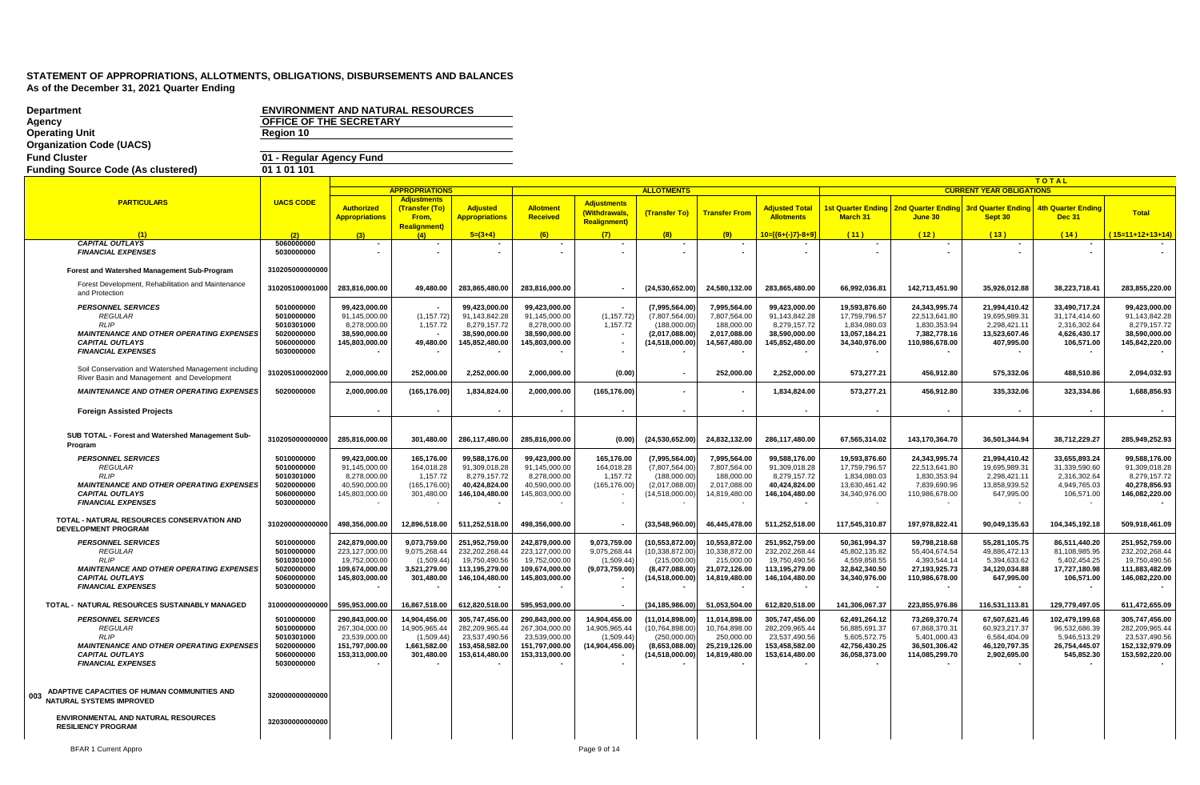# STATEMENT OF APPROPRIATIONS, ALLOTMENTS, OBLIGATIONS, DISBURSEMENTS AND BALANCES
## As of the December 31, 2021 Quarter Ending

**Department** ENVIRONMENT AND NATURAL RESOURCES
**Agency** OFFICE OF THE SECRETARY
**Operating Unit** Region 10
**Organization Code (UACS)**
**Fund Cluster** 01 - Regular Agency Fund
**Funding Source Code (As clustered)** 01 1 01 101

| PARTICULARS | UACS CODE | APPROPRIATIONS Authorized Appropriations | Adjustments (Transfer (To) From, Realignment) | Adjusted Appropriations | ALLOTMENTS Allotment Received | Adjustments (Withdrawals, Realignment) | (Transfer To) | Transfer From | Adjusted Total Allotments | CURRENT YEAR OBLIGATIONS 1st Quarter Ending March 31 | 2nd Quarter Ending June 30 | 3rd Quarter Ending Sept 30 | 4th Quarter Ending Dec 31 | TOTAL Total |
|---|---|---|---|---|---|---|---|---|---|---|---|---|---|---|
| (1) | (2) | (3) | (4) | 5=(3+4) | (6) | (7) | (8) | (9) | 10=[(6+(-)7)-8+9] | (11) | (12) | (13) | (14) | (15=11+12+13+14) |
| *CAPITAL OUTLAYS* | 5060000000 | - | - | - | - | - | - | - | - | - | - | - | - | - |
| *FINANCIAL EXPENSES* | 5030000000 | - | - | - | - | - | - | - | - | - | - | - | - | - |
| **Forest and Watershed Management Sub-Program** | 310205000000000 | | | | | | | | | | | | | |
| Forest Development, Rehabilitation and Maintenance and Protection | 310205100001000 | 283,816,000.00 | 49,480.00 | 283,865,480.00 | 283,816,000.00 | - | (24,530,652.00) | 24,580,132.00 | 283,865,480.00 | 66,992,036.81 | 142,713,451.90 | 35,926,012.88 | 38,223,718.41 | 283,855,220.00 |
| *PERSONNEL SERVICES* | 5010000000 | 99,423,000.00 | - | 99,423,000.00 | 99,423,000.00 | - | (7,995,564.00) | 7,995,564.00 | 99,423,000.00 | 19,593,876.60 | 24,343,995.74 | 21,994,410.42 | 33,490,717.24 | 99,423,000.00 |
| *REGULAR* | 5010000000 | 91,145,000.00 | (1,157.72) | 91,143,842.28 | 91,145,000.00 | (1,157.72) | (7,807,564.00) | 7,807,564.00 | 91,143,842.28 | 17,759,796.57 | 22,513,641.80 | 19,695,989.31 | 31,174,414.60 | 91,143,842.28 |
| *RLIP* | 5010301000 | 8,278,000.00 | 1,157.72 | 8,279,157.72 | 8,278,000.00 | 1,157.72 | (188,000.00) | 188,000.00 | 8,279,157.72 | 1,834,080.03 | 1,830,353.94 | 2,298,421.11 | 2,316,302.64 | 8,279,157.72 |
| *MAINTENANCE AND OTHER OPERATING EXPENSES* | 5020000000 | 38,590,000.00 | - | 38,590,000.00 | 38,590,000.00 | - | (2,017,088.00) | 2,017,088.00 | 38,590,000.00 | 13,057,184.21 | 7,382,778.16 | 13,523,607.46 | 4,626,430.17 | 38,590,000.00 |
| *CAPITAL OUTLAYS* | 5060000000 | 145,803,000.00 | 49,480.00 | 145,852,480.00 | 145,803,000.00 | - | (14,518,000.00) | 14,567,480.00 | 145,852,480.00 | 34,340,976.00 | 110,986,678.00 | 407,995.00 | 106,571.00 | 145,842,220.00 |
| *FINANCIAL EXPENSES* | 5030000000 | - | - | - | - | - | - | - | - | - | - | - | - | - |
| Soil Conservation and Watershed Management including River Basin and Management and Development | 310205100002000 | 2,000,000.00 | 252,000.00 | 2,252,000.00 | 2,000,000.00 | (0.00) | - | 252,000.00 | 2,252,000.00 | 573,277.21 | 456,912.80 | 575,332.06 | 488,510.86 | 2,094,032.93 |
| *MAINTENANCE AND OTHER OPERATING EXPENSES* | 5020000000 | 2,000,000.00 | (165,176.00) | 1,834,824.00 | 2,000,000.00 | (165,176.00) | - | - | 1,834,824.00 | 573,277.21 | 456,912.80 | 335,332.06 | 323,334.86 | 1,688,856.93 |
| **Foreign Assisted Projects** | | - | - | - | - | - | - | - | - | - | - | - | - | - |
| **SUB TOTAL - Forest and Watershed Management Sub-Program** | 310205000000000 | 285,816,000.00 | 301,480.00 | 286,117,480.00 | 285,816,000.00 | (0.00) | (24,530,652.00) | 24,832,132.00 | 286,117,480.00 | 67,565,314.02 | 143,170,364.70 | 36,501,344.94 | 38,712,229.27 | 285,949,252.93 |
| *PERSONNEL SERVICES* | 5010000000 | 99,423,000.00 | 165,176.00 | 99,588,176.00 | 99,423,000.00 | 165,176.00 | (7,995,564.00) | 7,995,564.00 | 99,588,176.00 | 19,593,876.60 | 24,343,995.74 | 21,994,410.42 | 33,655,893.24 | 99,588,176.00 |
| *REGULAR* | 5010000000 | 91,145,000.00 | 164,018.28 | 91,309,018.28 | 91,145,000.00 | 164,018.28 | (7,807,564.00) | 7,807,564.00 | 91,309,018.28 | 17,759,796.57 | 22,513,641.80 | 19,695,989.31 | 31,339,590.60 | 91,309,018.28 |
| *RLIP* | 5010301000 | 8,278,000.00 | 1,157.72 | 8,279,157.72 | 8,278,000.00 | 1,157.72 | (188,000.00) | 188,000.00 | 8,279,157.72 | 1,834,080.03 | 1,830,353.94 | 2,298,421.11 | 2,316,302.64 | 8,279,157.72 |
| *MAINTENANCE AND OTHER OPERATING EXPENSES* | 5020000000 | 40,590,000.00 | (165,176.00) | 40,424,824.00 | 40,590,000.00 | (165,176.00) | (2,017,088.00) | 2,017,088.00 | 40,424,824.00 | 13,630,461.42 | 7,839,690.96 | 13,858,939.52 | 4,949,765.03 | 40,278,856.93 |
| *CAPITAL OUTLAYS* | 5060000000 | 145,803,000.00 | 301,480.00 | 146,104,480.00 | 145,803,000.00 | - | (14,518,000.00) | 14,819,480.00 | 146,104,480.00 | 34,340,976.00 | 110,986,678.00 | 647,995.00 | 106,571.00 | 146,082,220.00 |
| *FINANCIAL EXPENSES* | 5030000000 | - | - | - | - | - | - | - | - | - | - | - | - | - |
| **TOTAL - NATURAL RESOURCES CONSERVATION AND DEVELOPMENT PROGRAM** | 310200000000000 | 498,356,000.00 | 12,896,518.00 | 511,252,518.00 | 498,356,000.00 | - | (33,548,960.00) | 46,445,478.00 | 511,252,518.00 | 117,545,310.87 | 197,978,822.41 | 90,049,135.63 | 104,345,192.18 | 509,918,461.09 |
| *PERSONNEL SERVICES* | 5010000000 | 242,879,000.00 | 9,073,759.00 | 251,952,759.00 | 242,879,000.00 | 9,073,759.00 | (10,553,872.00) | 10,553,872.00 | 251,952,759.00 | 50,361,994.37 | 59,798,218.68 | 55,281,105.75 | 86,511,440.20 | 251,952,759.00 |
| *REGULAR* | 5010000000 | 223,127,000.00 | 9,075,268.44 | 232,202,268.44 | 223,127,000.00 | 9,075,268.44 | (10,338,872.00) | 10,338,872.00 | 232,202,268.44 | 45,802,135.82 | 55,404,674.54 | 49,886,472.13 | 81,108,985.95 | 232,202,268.44 |
| *RLIP* | 5010301000 | 19,752,000.00 | (1,509.44) | 19,750,490.56 | 19,752,000.00 | (1,509.44) | (215,000.00) | 215,000.00 | 19,750,490.56 | 4,559,858.55 | 4,393,544.14 | 5,394,633.62 | 5,402,454.25 | 19,750,490.56 |
| *MAINTENANCE AND OTHER OPERATING EXPENSES* | 5020000000 | 109,674,000.00 | 3,521,279.00 | 113,195,279.00 | 109,674,000.00 | (9,073,759.00) | (8,477,088.00) | 21,072,126.00 | 113,195,279.00 | 32,842,340.50 | 27,193,925.73 | 34,120,034.88 | 17,727,180.98 | 111,883,482.09 |
| *CAPITAL OUTLAYS* | 5060000000 | 145,803,000.00 | 301,480.00 | 146,104,480.00 | 145,803,000.00 | - | (14,518,000.00) | 14,819,480.00 | 146,104,480.00 | 34,340,976.00 | 110,986,678.00 | 647,995.00 | 106,571.00 | 146,082,220.00 |
| *FINANCIAL EXPENSES* | 5030000000 | - | - | - | - | - | - | - | - | - | - | - | - | - |
| **TOTAL - NATURAL RESOURCES SUSTAINABLY MANAGED** | 310000000000000 | 595,953,000.00 | 16,867,518.00 | 612,820,518.00 | 595,953,000.00 | - | (34,185,986.00) | 51,053,504.00 | 612,820,518.00 | 141,306,067.37 | 223,855,976.86 | 116,531,113.81 | 129,779,497.05 | 611,472,655.09 |
| *PERSONNEL SERVICES* | 5010000000 | 290,843,000.00 | 14,904,456.00 | 305,747,456.00 | 290,843,000.00 | 14,904,456.00 | (11,014,898.00) | 11,014,898.00 | 305,747,456.00 | 62,491,264.12 | 73,269,370.74 | 67,507,621.46 | 102,479,199.68 | 305,747,456.00 |
| *REGULAR* | 5010000000 | 267,304,000.00 | 14,905,965.44 | 282,209,965.44 | 267,304,000.00 | 14,905,965.44 | (10,764,898.00) | 10,764,898.00 | 282,209,965.44 | 56,885,691.37 | 67,868,370.31 | 60,923,217.37 | 96,532,686.39 | 282,209,965.44 |
| *RLIP* | 5010301000 | 23,539,000.00 | (1,509.44) | 23,537,490.56 | 23,539,000.00 | (1,509.44) | (250,000.00) | 250,000.00 | 23,537,490.56 | 5,605,572.75 | 5,401,000.43 | 6,584,404.09 | 5,946,513.29 | 23,537,490.56 |
| *MAINTENANCE AND OTHER OPERATING EXPENSES* | 5020000000 | 151,797,000.00 | 1,661,582.00 | 153,458,582.00 | 151,797,000.00 | (14,904,456.00) | (8,653,088.00) | 25,219,126.00 | 153,458,582.00 | 42,756,430.25 | 36,501,306.42 | 46,120,797.35 | 26,754,445.07 | 152,132,979.09 |
| *CAPITAL OUTLAYS* | 5060000000 | 153,313,000.00 | 301,480.00 | 153,614,480.00 | 153,313,000.00 | - | (14,518,000.00) | 14,819,480.00 | 153,614,480.00 | 36,058,373.00 | 114,085,299.70 | 2,902,695.00 | 545,852.30 | 153,592,220.00 |
| *FINANCIAL EXPENSES* | 5030000000 | - | - | - | - | - | - | - | - | - | - | - | - | - |
| **003 ADAPTIVE CAPACITIES OF HUMAN COMMUNITIES AND NATURAL SYSTEMS IMPROVED** | 320000000000000 | | | | | | | | | | | | | |
| **ENVIRONMENTAL AND NATURAL RESOURCES RESILIENCY PROGRAM** | 320300000000000 | | | | | | | | | | | | | |

BFAR 1 Current Appro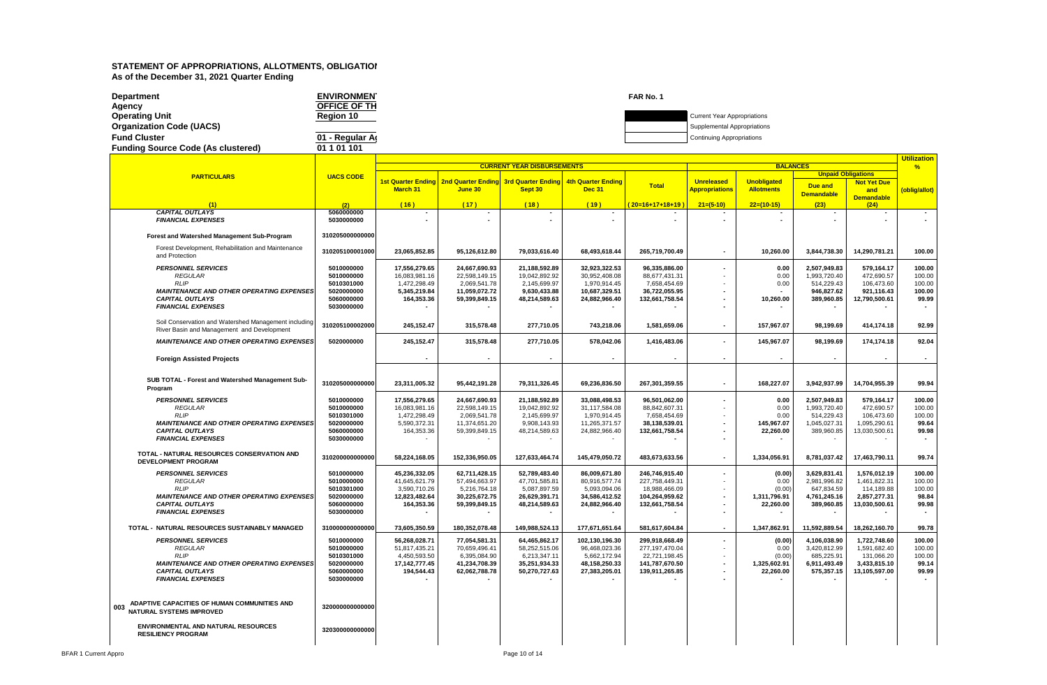# STATEMENT OF APPROPRIATIONS, ALLOTMENTS, OBLIGATIO

**As of the December 31, 2021 Quarter Ending**

| | | |
|---|---|---|
| **Department** | **ENVIRONMEN** | **FAR No. 1** |
| **Agency** | **OFFICE OF TH** | |
| **Operating Unit** | **Region 10** | Current Year Appropriations |
| **Organization Code (UACS)** | | Supplemental Appropriations |
| **Fund Cluster** | **01 - Regular A** | Continuing Appropriations |
| **Funding Source Code (As clustered)** | **01 1 01 101** | |

| PARTICULARS | UACS CODE | CURRENT YEAR DISBURSEMENTS | | | | | BALANCES | | | | Utilization % |
|---|---|---|---|---|---|---|---|---|---|---|---|
| | | 1st Quarter Ending March 31 | 2nd Quarter Ending June 30 | 3rd Quarter Ending Sept 30 | 4th Quarter Ending Dec 31 | Total | Unreleased Appropriations | Unobligated Allotments | Unpaid Obligations | | (oblig/allot) |
| | | | | | | | | | Due and Demandable | Not Yet Due and Demandable | |
| (1) | (2) | (16) | (17) | (18) | (19) | (20=16+17+18+19) | 21=(5-10) | 22=(10-15) | (23) | (24) | |
| *CAPITAL OUTLAYS* | 5060000000 | - | - | - | - | - | - | - | - | - | - |
| *FINANCIAL EXPENSES* | 5030000000 | - | - | - | - | - | - | - | - | - | - |
| **Forest and Watershed Management Sub-Program** | 310205000000000 | | | | | | | | | | |
| Forest Development, Rehabilitation and Maintenance and Protection | 310205100001000 | 23,065,852.85 | 95,126,612.80 | 79,033,616.40 | 68,493,618.44 | 265,719,700.49 | - | 10,260.00 | 3,844,738.30 | 14,290,781.21 | 100.00 |
| *PERSONNEL SERVICES* | 5010000000 | 17,556,279.65 | 24,667,690.93 | 21,188,592.89 | 32,923,322.53 | 96,335,886.00 | - | 0.00 | 2,507,949.83 | 579,164.17 | 100.00 |
| *REGULAR* | 5010000000 | 16,083,981.16 | 22,598,149.15 | 19,042,892.92 | 30,952,408.08 | 88,677,431.31 | - | 0.00 | 1,993,720.40 | 472,690.57 | 100.00 |
| *RLIP* | 5010301000 | 1,472,298.49 | 2,069,541.78 | 2,145,699.97 | 1,970,914.45 | 7,658,454.69 | - | 0.00 | 514,229.43 | 106,473.60 | 100.00 |
| *MAINTENANCE AND OTHER OPERATING EXPENSES* | 5020000000 | 5,345,219.84 | 11,059,072.72 | 9,630,433.88 | 10,687,329.51 | 36,722,055.95 | - | - | 946,827.62 | 921,116.43 | 100.00 |
| *CAPITAL OUTLAYS* | 5060000000 | 164,353.36 | 59,399,849.15 | 48,214,589.63 | 24,882,966.40 | 132,661,758.54 | - | 10,260.00 | 389,960.85 | 12,790,500.61 | 99.99 |
| *FINANCIAL EXPENSES* | 5030000000 | - | - | - | - | - | - | - | - | - | - |
| Soil Conservation and Watershed Management including River Basin and Management and Development | 310205100002000 | 245,152.47 | 315,578.48 | 277,710.05 | 743,218.06 | 1,581,659.06 | - | 157,967.07 | 98,199.69 | 414,174.18 | 92.99 |
| *MAINTENANCE AND OTHER OPERATING EXPENSES* | 5020000000 | 245,152.47 | 315,578.48 | 277,710.05 | 578,042.06 | 1,416,483.06 | - | 145,967.07 | 98,199.69 | 174,174.18 | 92.04 |
| **Foreign Assisted Projects** | | - | - | - | - | - | - | - | - | - | - |
| **SUB TOTAL - Forest and Watershed Management Sub-Program** | 310205000000000 | 23,311,005.32 | 95,442,191.28 | 79,311,326.45 | 69,236,836.50 | 267,301,359.55 | - | 168,227.07 | 3,942,937.99 | 14,704,955.39 | 99.94 |
| *PERSONNEL SERVICES* | 5010000000 | 17,556,279.65 | 24,667,690.93 | 21,188,592.89 | 33,088,498.53 | 96,501,062.00 | - | 0.00 | 2,507,949.83 | 579,164.17 | 100.00 |
| *REGULAR* | 5010000000 | 16,083,981.16 | 22,598,149.15 | 19,042,892.92 | 31,117,584.08 | 88,842,607.31 | - | 0.00 | 1,993,720.40 | 472,690.57 | 100.00 |
| *RLIP* | 5010301000 | 1,472,298.49 | 2,069,541.78 | 2,145,699.97 | 1,970,914.45 | 7,658,454.69 | - | 0.00 | 514,229.43 | 106,473.60 | 100.00 |
| *MAINTENANCE AND OTHER OPERATING EXPENSES* | 5020000000 | 5,590,372.31 | 11,374,651.20 | 9,908,143.93 | 11,265,371.57 | 38,138,539.01 | - | 145,967.07 | 1,045,027.31 | 1,095,290.61 | 99.64 |
| *CAPITAL OUTLAYS* | 5060000000 | 164,353.36 | 59,399,849.15 | 48,214,589.63 | 24,882,966.40 | 132,661,758.54 | - | 22,260.00 | 389,960.85 | 13,030,500.61 | 99.98 |
| *FINANCIAL EXPENSES* | 5030000000 | - | - | - | - | - | - | - | - | - | - |
| **TOTAL - NATURAL RESOURCES CONSERVATION AND DEVELOPMENT PROGRAM** | 310200000000000 | 58,224,168.05 | 152,336,950.05 | 127,633,464.74 | 145,479,050.72 | 483,673,633.56 | - | 1,334,056.91 | 8,781,037.42 | 17,463,790.11 | 99.74 |
| *PERSONNEL SERVICES* | 5010000000 | 45,236,332.05 | 62,711,428.15 | 52,789,483.40 | 86,009,671.80 | 246,746,915.40 | - | (0.00) | 3,629,831.41 | 1,576,012.19 | 100.00 |
| *REGULAR* | 5010000000 | 41,645,621.79 | 57,494,663.97 | 47,701,585.81 | 80,916,577.74 | 227,758,449.31 | - | 0.00 | 2,981,996.82 | 1,461,822.31 | 100.00 |
| *RLIP* | 5010301000 | 3,590,710.26 | 5,216,764.18 | 5,087,897.59 | 5,093,094.06 | 18,988,466.09 | - | (0.00) | 647,834.59 | 114,189.88 | 100.00 |
| *MAINTENANCE AND OTHER OPERATING EXPENSES* | 5020000000 | 12,823,482.64 | 30,225,672.75 | 26,629,391.71 | 34,586,412.52 | 104,264,959.62 | - | 1,311,796.91 | 4,761,245.16 | 2,857,277.31 | 98.84 |
| *CAPITAL OUTLAYS* | 5060000000 | 164,353.36 | 59,399,849.15 | 48,214,589.63 | 24,882,966.40 | 132,661,758.54 | - | 22,260.00 | 389,960.85 | 13,030,500.61 | 99.98 |
| *FINANCIAL EXPENSES* | 5030000000 | - | - | - | - | - | - | - | - | - | - |
| **TOTAL - NATURAL RESOURCES SUSTAINABLY MANAGED** | 310000000000000 | 73,605,350.59 | 180,352,078.48 | 149,988,524.13 | 177,671,651.64 | 581,617,604.84 | - | 1,347,862.91 | 11,592,889.54 | 18,262,160.70 | 99.78 |
| *PERSONNEL SERVICES* | 5010000000 | 56,268,028.71 | 77,054,581.31 | 64,465,862.17 | 102,130,196.30 | 299,918,668.49 | - | (0.00) | 4,106,038.90 | 1,722,748.60 | 100.00 |
| *REGULAR* | 5010000000 | 51,817,435.21 | 70,659,496.41 | 58,252,515.06 | 96,468,023.36 | 277,197,470.04 | - | 0.00 | 3,420,812.99 | 1,591,682.40 | 100.00 |
| *RLIP* | 5010301000 | 4,450,593.50 | 6,395,084.90 | 6,213,347.11 | 5,662,172.94 | 22,721,198.45 | - | (0.00) | 685,225.91 | 131,066.20 | 100.00 |
| *MAINTENANCE AND OTHER OPERATING EXPENSES* | 5020000000 | 17,142,777.45 | 41,234,708.39 | 35,251,934.33 | 48,158,250.33 | 141,787,670.50 | - | 1,325,602.91 | 6,911,493.49 | 3,433,815.10 | 99.14 |
| *CAPITAL OUTLAYS* | 5060000000 | 194,544.43 | 62,062,788.78 | 50,270,727.63 | 27,383,205.01 | 139,911,265.85 | - | 22,260.00 | 575,357.15 | 13,105,597.00 | 99.99 |
| *FINANCIAL EXPENSES* | 5030000000 | - | - | - | - | - | - | - | - | - | - |
| **003 ADAPTIVE CAPACITIES OF HUMAN COMMUNITIES AND NATURAL SYSTEMS IMPROVED** | 320000000000000 | | | | | | | | | | |
| **ENVIRONMENTAL AND NATURAL RESOURCES RESILIENCY PROGRAM** | 320300000000000 | | | | | | | | | | |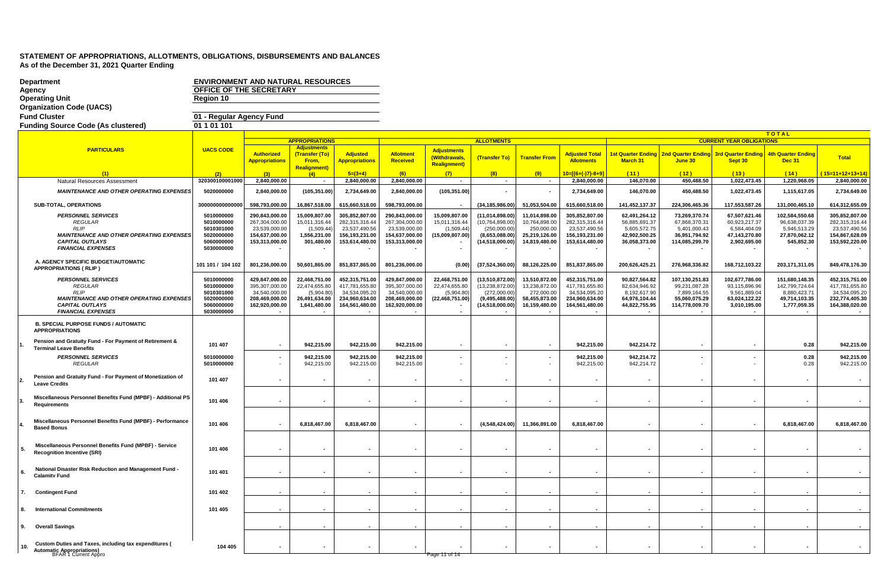# STATEMENT OF APPROPRIATIONS, ALLOTMENTS, OBLIGATIONS, DISBURSEMENTS AND BALANCES
## As of the December 31, 2021 Quarter Ending

| | |
|---|---|
| Department | ENVIRONMENT AND NATURAL RESOURCES |
| Agency | OFFICE OF THE SECRETARY |
| Operating Unit | Region 10 |
| Organization Code (UACS) | |
| Fund Cluster | 01 - Regular Agency Fund |
| Funding Source Code (As clustered) | 01 1 01 101 |

| PARTICULARS | UACS CODE | APPROPRIATIONS | | | ALLOTMENTS | | | | | CURRENT YEAR OBLIGATIONS | | | | |
|---|---|---|---|---|---|---|---|---|---|---|---|---|---|---|
| | | Authorized Appropriations | Adjustments (Transfer (To) From, Realignment) | Adjusted Appropriations | Allotment Received | Adjustments (Withdrawals, Realignment) | (Transfer To) | Transfer From | Adjusted Total Allotments | 1st Quarter Ending March 31 | 2nd Quarter Ending June 30 | 3rd Quarter Ending Sept 30 | 4th Quarter Ending Dec 31 | Total |
| (1) | (2) | (3) | (4) | 5=(3+4) | (6) | (7) | (8) | (9) | 10=[(6+(-)7)-8+9] | (11) | (12) | (13) | (14) | (15=11+12+13+14) |
| Natural Resources Assessment | 320300100001000 | 2,840,000.00 | - | 2,840,000.00 | 2,840,000.00 | - | - | - | 2,840,000.00 | 146,070.00 | 450,488.50 | 1,022,473.45 | 1,220,968.05 | 2,840,000.00 |
| *MAINTENANCE AND OTHER OPERATING EXPENSES* | 5020000000 | 2,840,000.00 | (105,351.00) | 2,734,649.00 | 2,840,000.00 | (105,351.00) | - | - | 2,734,649.00 | 146,070.00 | 450,488.50 | 1,022,473.45 | 1,115,617.05 | 2,734,649.00 |
| SUB-TOTAL, OPERATIONS | 300000000000000 | 598,793,000.00 | 16,867,518.00 | 615,660,518.00 | 598,793,000.00 | - | (34,185,986.00) | 51,053,504.00 | 615,660,518.00 | 141,452,137.37 | 224,306,465.36 | 117,553,587.26 | 131,000,465.10 | 614,312,655.09 |
| *PERSONNEL SERVICES* | 5010000000 | 290,843,000.00 | 15,009,807.00 | 305,852,807.00 | 290,843,000.00 | 15,009,807.00 | (11,014,898.00) | 11,014,898.00 | 305,852,807.00 | 62,491,264.12 | 73,269,370.74 | 67,507,621.46 | 102,584,550.68 | 305,852,807.00 |
| *REGULAR* | 5010000000 | 267,304,000.00 | 15,011,316.44 | 282,315,316.44 | 267,304,000.00 | 15,011,316.44 | (10,764,898.00) | 10,764,898.00 | 282,315,316.44 | 56,885,691.37 | 67,868,370.31 | 60,923,217.37 | 96,638,037.39 | 282,315,316.44 |
| *RLIP* | 5010301000 | 23,539,000.00 | (1,509.44) | 23,537,490.56 | 23,539,000.00 | (1,509.44) | (250,000.00) | 250,000.00 | 23,537,490.56 | 5,605,572.75 | 5,401,000.43 | 6,584,404.09 | 5,946,513.29 | 23,537,490.56 |
| *MAINTENANCE AND OTHER OPERATING EXPENSES* | 5020000000 | 154,637,000.00 | 1,556,231.00 | 156,193,231.00 | 154,637,000.00 | (15,009,807.00) | (8,653,088.00) | 25,219,126.00 | 156,193,231.00 | 42,902,500.25 | 36,951,794.92 | 47,143,270.80 | 27,870,062.12 | 154,867,628.09 |
| *CAPITAL OUTLAYS* | 5060000000 | 153,313,000.00 | 301,480.00 | 153,614,480.00 | 153,313,000.00 | - | (14,518,000.00) | 14,819,480.00 | 153,614,480.00 | 36,058,373.00 | 114,085,299.70 | 2,902,695.00 | 545,852.30 | 153,592,220.00 |
| *FINANCIAL EXPENSES* | 5030000000 | - | - | - | - | - | - | | - | - | - | - | - | - |
| A. AGENCY SPECIFIC BUDGET/AUTOMATIC APPROPRIATIONS ( RLIP ) | 101 101 / 104 102 | 801,236,000.00 | 50,601,865.00 | 851,837,865.00 | 801,236,000.00 | (0.00) | (37,524,360.00) | 88,126,225.00 | 851,837,865.00 | 200,626,425.21 | 276,968,336.82 | 168,712,103.22 | 203,171,311.05 | 849,478,176.30 |
| *PERSONNEL SERVICES* | 5010000000 | 429,847,000.00 | 22,468,751.00 | 452,315,751.00 | 429,847,000.00 | 22,468,751.00 | (13,510,872.00) | 13,510,872.00 | 452,315,751.00 | 90,827,564.82 | 107,130,251.83 | 102,677,786.00 | 151,680,148.35 | 452,315,751.00 |
| *REGULAR* | 5010000000 | 395,307,000.00 | 22,474,655.80 | 417,781,655.80 | 395,307,000.00 | 22,474,655.80 | (13,238,872.00) | 13,238,872.00 | 417,781,655.80 | 82,634,946.92 | 99,231,087.28 | 93,115,896.96 | 142,799,724.64 | 417,781,655.80 |
| *RLIP* | 5010301000 | 34,540,000.00 | (5,904.80) | 34,534,095.20 | 34,540,000.00 | (5,904.80) | (272,000.00) | 272,000.00 | 34,534,095.20 | 8,192,617.90 | 7,899,164.55 | 9,561,889.04 | 8,880,423.71 | 34,534,095.20 |
| *MAINTENANCE AND OTHER OPERATING EXPENSES* | 5020000000 | 208,469,000.00 | 26,491,634.00 | 234,960,634.00 | 208,469,000.00 | (22,468,751.00) | (9,495,488.00) | 58,455,873.00 | 234,960,634.00 | 64,976,104.44 | 55,060,075.29 | 63,024,122.22 | 49,714,103.35 | 232,774,405.30 |
| *CAPITAL OUTLAYS* | 5060000000 | 162,920,000.00 | 1,641,480.00 | 164,561,480.00 | 162,920,000.00 | - | (14,518,000.00) | 16,159,480.00 | 164,561,480.00 | 44,822,755.95 | 114,778,009.70 | 3,010,195.00 | 1,777,059.35 | 164,388,020.00 |
| *FINANCIAL EXPENSES* | 5030000000 | - | | - | - | - | - | | - | - | - | - | - | - |
| B. SPECIAL PURPOSE FUNDS / AUTOMATIC APPROPRIATIONS | | | | | | | | | | | | | | |
| 1. Pension and Gratuity Fund - For Payment of Retirement & Terminal Leave Benefits | 101 407 | - | 942,215.00 | 942,215.00 | 942,215.00 | - | - | - | 942,215.00 | 942,214.72 | - | - | 0.28 | 942,215.00 |
| *PERSONNEL SERVICES* | 5010000000 | - | 942,215.00 | 942,215.00 | 942,215.00 | - | - | - | 942,215.00 | 942,214.72 | - | - | 0.28 | 942,215.00 |
| *REGULAR* | 5010000000 | - | 942,215.00 | 942,215.00 | 942,215.00 | - | - | - | 942,215.00 | 942,214.72 | - | - | 0.28 | 942,215.00 |
| 2. Pension and Gratuity Fund - For Payment of Monetization of Leave Credits | 101 407 | - | - | - | - | - | - | - | - | - | - | - | - | - |
| 3. Miscellaneous Personnel Benefits Fund (MPBF) - Additional PS Requirements | 101 406 | - | - | - | - | - | - | - | - | - | - | - | - | - |
| 4. Miscellaneous Personnel Benefits Fund (MPBF) - Performance Based Bonus | 101 406 | - | 6,818,467.00 | 6,818,467.00 | - | - | (4,548,424.00) | 11,366,891.00 | 6,818,467.00 | - | - | - | 6,818,467.00 | 6,818,467.00 |
| 5. Miscellaneous Personnel Benefits Fund (MPBF) - Service Recognition Incentive (SRI) | 101 406 | - | - | - | - | - | - | - | - | - | - | - | - | - |
| 6. National Disaster Risk Reduction and Management Fund - Calamity Fund | 101 401 | - | - | - | - | - | - | - | - | - | - | - | - | - |
| 7. Contingent Fund | 101 402 | - | - | - | - | - | - | - | - | - | - | - | - | - |
| 8. International Commitments | 101 405 | - | - | - | - | - | - | - | - | - | - | - | - | - |
| 9. Overall Savings | | - | - | - | - | - | - | - | - | - | - | - | - | - |
| 10. Custom Duties and Taxes, including tax expenditures ( Automatic Appropriations) | 104 405 | - | - | - | - | - | - | - | - | - | - | - | - | - |

BFAR 1 Current Appro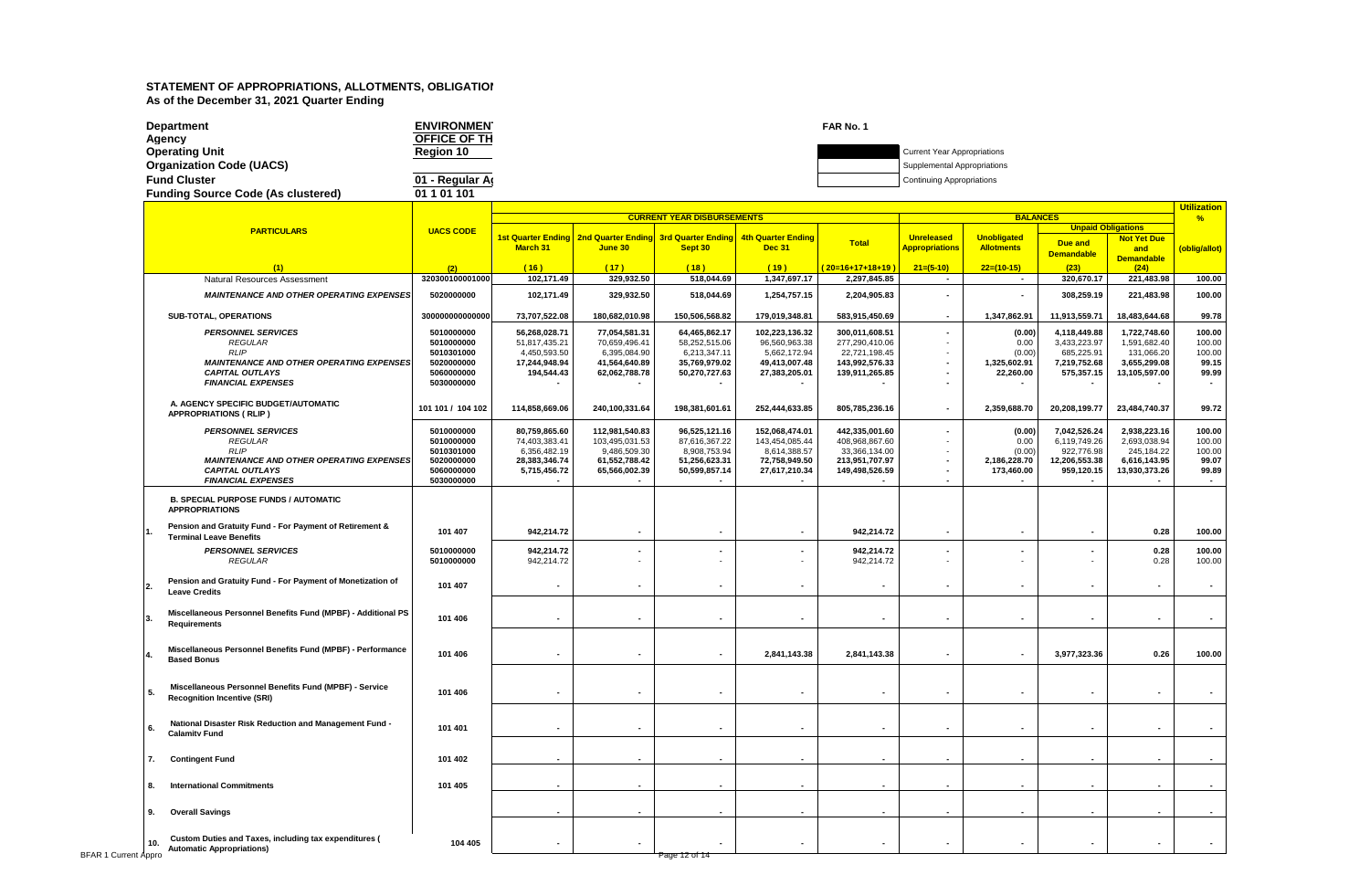# STATEMENT OF APPROPRIATIONS, ALLOTMENTS, OBLIGATIONS

**As of the December 31, 2021 Quarter Ending**

| | | |
|---|---|---|
| **Department** | **ENVIRONMENT** | **FAR No. 1** |
| **Agency** | **OFFICE OF TH** | |
| **Operating Unit** | **Region 10** | Current Year Appropriations |
| **Organization Code (UACS)** | | Supplemental Appropriations |
| **Fund Cluster** | **01 - Regular A** | Continuing Appropriations |
| **Funding Source Code (As clustered)** | **01 1 01 101** | |

| PARTICULARS | UACS CODE | CURRENT YEAR DISBURSEMENTS | | | | | BALANCES | | | | Utilization % |
|---|---|---|---|---|---|---|---|---|---|---|---|
| | | 1st Quarter Ending March 31 | 2nd Quarter Ending June 30 | 3rd Quarter Ending Sept 30 | 4th Quarter Ending Dec 31 | Total | Unreleased Appropriations | Unobligated Allotments | Unpaid Obligations: Due and Demandable | Unpaid Obligations: Not Yet Due and Demandable | (oblig/allot) |
| (1) | (2) | (16) | (17) | (18) | (19) | (20=16+17+18+19) | 21=(5-10) | 22=(10-15) | (23) | (24) | |
| Natural Resources Assessment | 320300100001000 | 102,171.49 | 329,932.50 | 518,044.69 | 1,347,697.17 | 2,297,845.85 | - | - | 320,670.17 | 221,483.98 | 100.00 |
| *MAINTENANCE AND OTHER OPERATING EXPENSES* | 5020000000 | 102,171.49 | 329,932.50 | 518,044.69 | 1,254,757.15 | 2,204,905.83 | - | - | 308,259.19 | 221,483.98 | 100.00 |
| **SUB-TOTAL, OPERATIONS** | 300000000000000 | 73,707,522.08 | 180,682,010.98 | 150,506,568.82 | 179,019,348.81 | 583,915,450.69 | - | 1,347,862.91 | 11,913,559.71 | 18,483,644.68 | 99.78 |
| *PERSONNEL SERVICES* | 5010000000 | 56,268,028.71 | 77,054,581.31 | 64,465,862.17 | 102,223,136.32 | 300,011,608.51 | - | (0.00) | 4,118,449.88 | 1,722,748.60 | 100.00 |
| *REGULAR* | 5010000000 | 51,817,435.21 | 70,659,496.41 | 58,252,515.06 | 96,560,963.38 | 277,290,410.06 | - | 0.00 | 3,433,223.97 | 1,591,682.40 | 100.00 |
| *RLIP* | 5010301000 | 4,450,593.50 | 6,395,084.90 | 6,213,347.11 | 5,662,172.94 | 22,721,198.45 | - | (0.00) | 685,225.91 | 131,066.20 | 100.00 |
| *MAINTENANCE AND OTHER OPERATING EXPENSES* | 5020000000 | 17,244,948.94 | 41,564,640.89 | 35,769,979.02 | 49,413,007.48 | 143,992,576.33 | - | 1,325,602.91 | 7,219,752.68 | 3,655,299.08 | 99.15 |
| *CAPITAL OUTLAYS* | 5060000000 | 194,544.43 | 62,062,788.78 | 50,270,727.63 | 27,383,205.01 | 139,911,265.85 | - | 22,260.00 | 575,357.15 | 13,105,597.00 | 99.99 |
| *FINANCIAL EXPENSES* | 5030000000 | - | - | - | - | - | - | - | - | - | - |
| **A. AGENCY SPECIFIC BUDGET/AUTOMATIC APPROPRIATIONS ( RLIP )** | 101 101 / 104 102 | 114,858,669.06 | 240,100,331.64 | 198,381,601.61 | 252,444,633.85 | 805,785,236.16 | - | 2,359,688.70 | 20,208,199.77 | 23,484,740.37 | 99.72 |
| *PERSONNEL SERVICES* | 5010000000 | 80,759,865.60 | 112,981,540.83 | 96,525,121.16 | 152,068,474.01 | 442,335,001.60 | - | (0.00) | 7,042,526.24 | 2,938,223.16 | 100.00 |
| *REGULAR* | 5010000000 | 74,403,383.41 | 103,495,031.53 | 87,616,367.22 | 143,454,085.44 | 408,968,867.60 | - | 0.00 | 6,119,749.26 | 2,693,038.94 | 100.00 |
| *RLIP* | 5010301000 | 6,356,482.19 | 9,486,509.30 | 8,908,753.94 | 8,614,388.57 | 33,366,134.00 | - | (0.00) | 922,776.98 | 245,184.22 | 100.00 |
| *MAINTENANCE AND OTHER OPERATING EXPENSES* | 5020000000 | 28,383,346.74 | 61,552,788.42 | 51,256,623.31 | 72,758,949.50 | 213,951,707.97 | - | 2,186,228.70 | 12,206,553.38 | 6,616,143.95 | 99.07 |
| *CAPITAL OUTLAYS* | 5060000000 | 5,715,456.72 | 65,566,002.39 | 50,599,857.14 | 27,617,210.34 | 149,498,526.59 | - | 173,460.00 | 959,120.15 | 13,930,373.26 | 99.89 |
| *FINANCIAL EXPENSES* | 5030000000 | - | - | - | - | - | - | - | - | - | - |
| **B. SPECIAL PURPOSE FUNDS / AUTOMATIC APPROPRIATIONS** | | | | | | | | | | | |
| **1. Pension and Gratuity Fund - For Payment of Retirement & Terminal Leave Benefits** | 101 407 | 942,214.72 | - | - | - | 942,214.72 | - | - | - | 0.28 | 100.00 |
| *PERSONNEL SERVICES* | 5010000000 | 942,214.72 | - | - | - | 942,214.72 | - | - | - | 0.28 | 100.00 |
| *REGULAR* | 5010000000 | 942,214.72 | - | - | - | 942,214.72 | - | - | - | 0.28 | 100.00 |
| **2. Pension and Gratuity Fund - For Payment of Monetization of Leave Credits** | 101 407 | - | - | - | - | - | - | - | - | - | - |
| **3. Miscellaneous Personnel Benefits Fund (MPBF) - Additional PS Requirements** | 101 406 | - | - | - | - | - | - | - | - | - | - |
| **4. Miscellaneous Personnel Benefits Fund (MPBF) - Performance Based Bonus** | 101 406 | - | - | - | 2,841,143.38 | 2,841,143.38 | - | - | 3,977,323.36 | 0.26 | 100.00 |
| **5. Miscellaneous Personnel Benefits Fund (MPBF) - Service Recognition Incentive (SRI)** | 101 406 | - | - | - | - | - | - | - | - | - | - |
| **6. National Disaster Risk Reduction and Management Fund - Calamity Fund** | 101 401 | - | - | - | - | - | - | - | - | - | - |
| **7. Contingent Fund** | 101 402 | - | - | - | - | - | - | - | - | - | - |
| **8. International Commitments** | 101 405 | - | - | - | - | - | - | - | - | - | - |
| **9. Overall Savings** | | - | - | - | - | - | - | - | - | - | - |
| **10. Custom Duties and Taxes, including tax expenditures ( Automatic Appropriations)** | 104 405 | - | - | - | - | - | - | - | - | - | - |

BFAR 1 Current Appro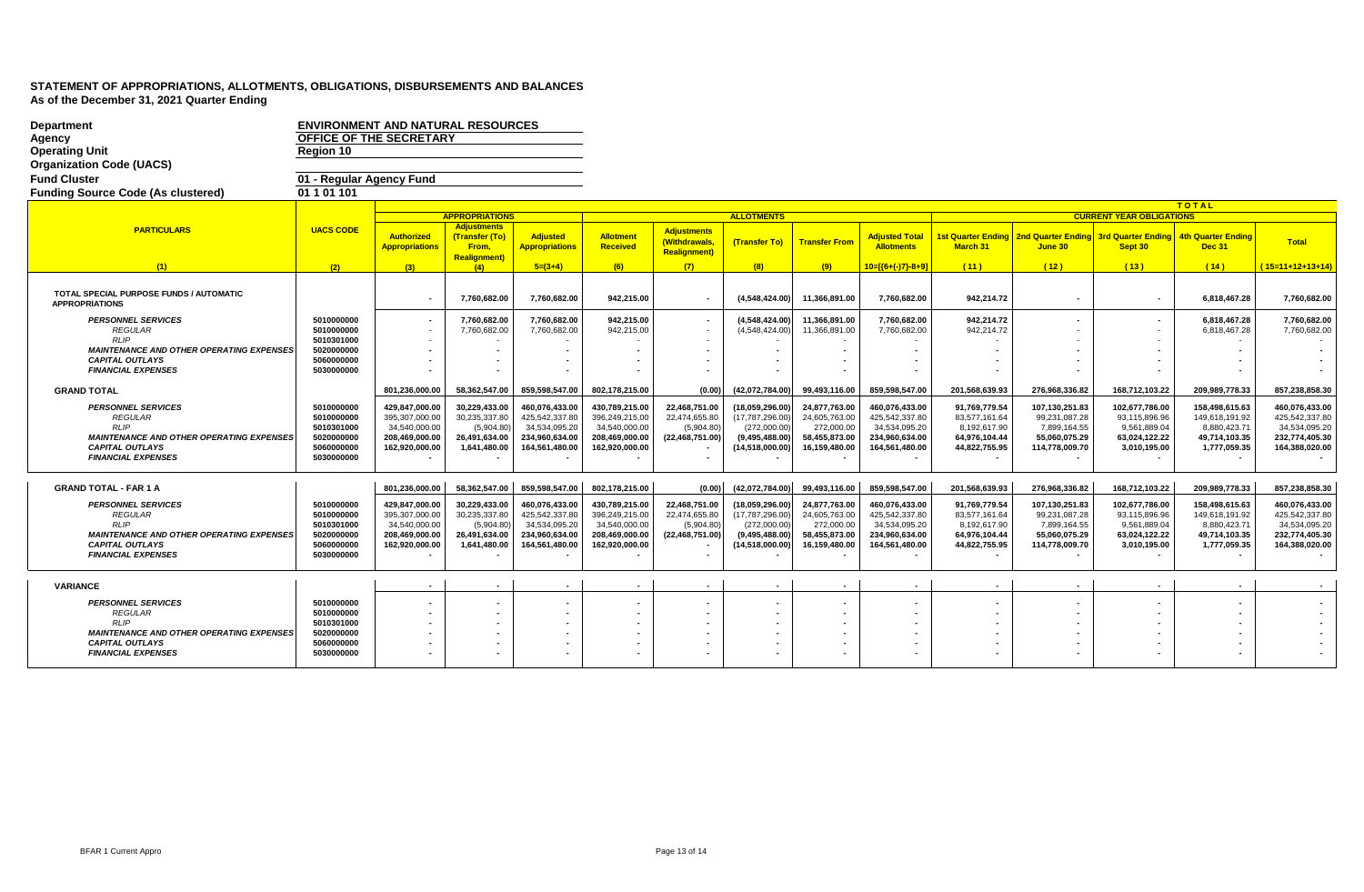# STATEMENT OF APPROPRIATIONS, ALLOTMENTS, OBLIGATIONS, DISBURSEMENTS AND BALANCES
## As of the December 31, 2021 Quarter Ending

**Department**: ENVIRONMENT AND NATURAL RESOURCES
**Agency**: OFFICE OF THE SECRETARY
**Operating Unit**: Region 10
**Organization Code (UACS)**:
**Fund Cluster**: 01 - Regular Agency Fund
**Funding Source Code (As clustered)**: 01 1 01 101

| PARTICULARS | UACS CODE | APPROPRIATIONS | | | ALLOTMENTS | | | | | CURRENT YEAR OBLIGATIONS (TOTAL) | | | | |
|---|---|---|---|---|---|---|---|---|---|---|---|---|---|---|
| | | Authorized Appropriations | Adjustments (Transfer (To) From, Realignment) | Adjusted Appropriations | Allotment Received | Adjustments (Withdrawals, Realignment) | (Transfer To) | Transfer From | Adjusted Total Allotments | 1st Quarter Ending March 31 | 2nd Quarter Ending June 30 | 3rd Quarter Ending Sept 30 | 4th Quarter Ending Dec 31 | Total |
| (1) | (2) | (3) | (4) | 5=(3+4) | (6) | (7) | (8) | (9) | 10=[(6+(-)7)-8+9] | (11) | (12) | (13) | (14) | (15=11+12+13+14) |
| TOTAL SPECIAL PURPOSE FUNDS / AUTOMATIC APPROPRIATIONS | | - | 7,760,682.00 | 7,760,682.00 | 942,215.00 | - | (4,548,424.00) | 11,366,891.00 | 7,760,682.00 | 942,214.72 | - | - | 6,818,467.28 | 7,760,682.00 |
| *PERSONNEL SERVICES* | 5010000000 | - | 7,760,682.00 | 7,760,682.00 | 942,215.00 | - | (4,548,424.00) | 11,366,891.00 | 7,760,682.00 | 942,214.72 | - | - | 6,818,467.28 | 7,760,682.00 |
| *REGULAR* | 5010000000 | - | 7,760,682.00 | 7,760,682.00 | 942,215.00 | - | (4,548,424.00) | 11,366,891.00 | 7,760,682.00 | 942,214.72 | - | - | 6,818,467.28 | 7,760,682.00 |
| *RLIP* | 5010301000 | - | - | - | - | - | - | - | - | - | - | - | - | - |
| *MAINTENANCE AND OTHER OPERATING EXPENSES* | 5020000000 | - | - | - | - | - | - | - | - | - | - | - | - | - |
| *CAPITAL OUTLAYS* | 5060000000 | - | - | - | - | - | - | - | - | - | - | - | - | - |
| *FINANCIAL EXPENSES* | 5030000000 | - | - | - | - | - | - | - | - | - | - | - | - | - |
| GRAND TOTAL | | 801,236,000.00 | 58,362,547.00 | 859,598,547.00 | 802,178,215.00 | (0.00) | (42,072,784.00) | 99,493,116.00 | 859,598,547.00 | 201,568,639.93 | 276,968,336.82 | 168,712,103.22 | 209,989,778.33 | 857,238,858.30 |
| *PERSONNEL SERVICES* | 5010000000 | 429,847,000.00 | 30,229,433.00 | 460,076,433.00 | 430,789,215.00 | 22,468,751.00 | (18,059,296.00) | 24,877,763.00 | 460,076,433.00 | 91,769,779.54 | 107,130,251.83 | 102,677,786.00 | 158,498,615.63 | 460,076,433.00 |
| *REGULAR* | 5010000000 | 395,307,000.00 | 30,235,337.80 | 425,542,337.80 | 396,249,215.00 | 22,474,655.80 | (17,787,296.00) | 24,605,763.00 | 425,542,337.80 | 83,577,161.64 | 99,231,087.28 | 93,115,896.96 | 149,618,191.92 | 425,542,337.80 |
| *RLIP* | 5010301000 | 34,540,000.00 | (5,904.80) | 34,534,095.20 | 34,540,000.00 | (5,904.80) | (272,000.00) | 272,000.00 | 34,534,095.20 | 8,192,617.90 | 7,899,164.55 | 9,561,889.04 | 8,880,423.71 | 34,534,095.20 |
| *MAINTENANCE AND OTHER OPERATING EXPENSES* | 5020000000 | 208,469,000.00 | 26,491,634.00 | 234,960,634.00 | 208,469,000.00 | (22,468,751.00) | (9,495,488.00) | 58,455,873.00 | 234,960,634.00 | 64,976,104.44 | 55,060,075.29 | 63,024,122.22 | 49,714,103.35 | 232,774,405.30 |
| *CAPITAL OUTLAYS* | 5060000000 | 162,920,000.00 | 1,641,480.00 | 164,561,480.00 | 162,920,000.00 | - | (14,518,000.00) | 16,159,480.00 | 164,561,480.00 | 44,822,755.95 | 114,778,009.70 | 3,010,195.00 | 1,777,059.35 | 164,388,020.00 |
| *FINANCIAL EXPENSES* | 5030000000 | - | - | - | - | - | - | - | - | - | - | - | - | - |
| GRAND TOTAL - FAR 1 A | | 801,236,000.00 | 58,362,547.00 | 859,598,547.00 | 802,178,215.00 | (0.00) | (42,072,784.00) | 99,493,116.00 | 859,598,547.00 | 201,568,639.93 | 276,968,336.82 | 168,712,103.22 | 209,989,778.33 | 857,238,858.30 |
| *PERSONNEL SERVICES* | 5010000000 | 429,847,000.00 | 30,229,433.00 | 460,076,433.00 | 430,789,215.00 | 22,468,751.00 | (18,059,296.00) | 24,877,763.00 | 460,076,433.00 | 91,769,779.54 | 107,130,251.83 | 102,677,786.00 | 158,498,615.63 | 460,076,433.00 |
| *REGULAR* | 5010000000 | 395,307,000.00 | 30,235,337.80 | 425,542,337.80 | 396,249,215.00 | 22,474,655.80 | (17,787,296.00) | 24,605,763.00 | 425,542,337.80 | 83,577,161.64 | 99,231,087.28 | 93,115,896.96 | 149,618,191.92 | 425,542,337.80 |
| *RLIP* | 5010301000 | 34,540,000.00 | (5,904.80) | 34,534,095.20 | 34,540,000.00 | (5,904.80) | (272,000.00) | 272,000.00 | 34,534,095.20 | 8,192,617.90 | 7,899,164.55 | 9,561,889.04 | 8,880,423.71 | 34,534,095.20 |
| *MAINTENANCE AND OTHER OPERATING EXPENSES* | 5020000000 | 208,469,000.00 | 26,491,634.00 | 234,960,634.00 | 208,469,000.00 | (22,468,751.00) | (9,495,488.00) | 58,455,873.00 | 234,960,634.00 | 64,976,104.44 | 55,060,075.29 | 63,024,122.22 | 49,714,103.35 | 232,774,405.30 |
| *CAPITAL OUTLAYS* | 5060000000 | 162,920,000.00 | 1,641,480.00 | 164,561,480.00 | 162,920,000.00 | - | (14,518,000.00) | 16,159,480.00 | 164,561,480.00 | 44,822,755.95 | 114,778,009.70 | 3,010,195.00 | 1,777,059.35 | 164,388,020.00 |
| *FINANCIAL EXPENSES* | 5030000000 | - | - | - | - | - | - | - | - | - | - | - | - | - |
| VARIANCE | | - | - | - | - | - | - | - | - | - | - | - | - | - |
| *PERSONNEL SERVICES* | 5010000000 | - | - | - | - | - | - | - | - | - | - | - | - | - |
| *REGULAR* | 5010000000 | - | - | - | - | - | - | - | - | - | - | - | - | - |
| *RLIP* | 5010301000 | - | - | - | - | - | - | - | - | - | - | - | - | - |
| *MAINTENANCE AND OTHER OPERATING EXPENSES* | 5020000000 | - | - | - | - | - | - | - | - | - | - | - | - | - |
| *CAPITAL OUTLAYS* | 5060000000 | - | - | - | - | - | - | - | - | - | - | - | - | - |
| *FINANCIAL EXPENSES* | 5030000000 | - | - | - | - | - | - | - | - | - | - | - | - | - |

BFAR 1 Current Appro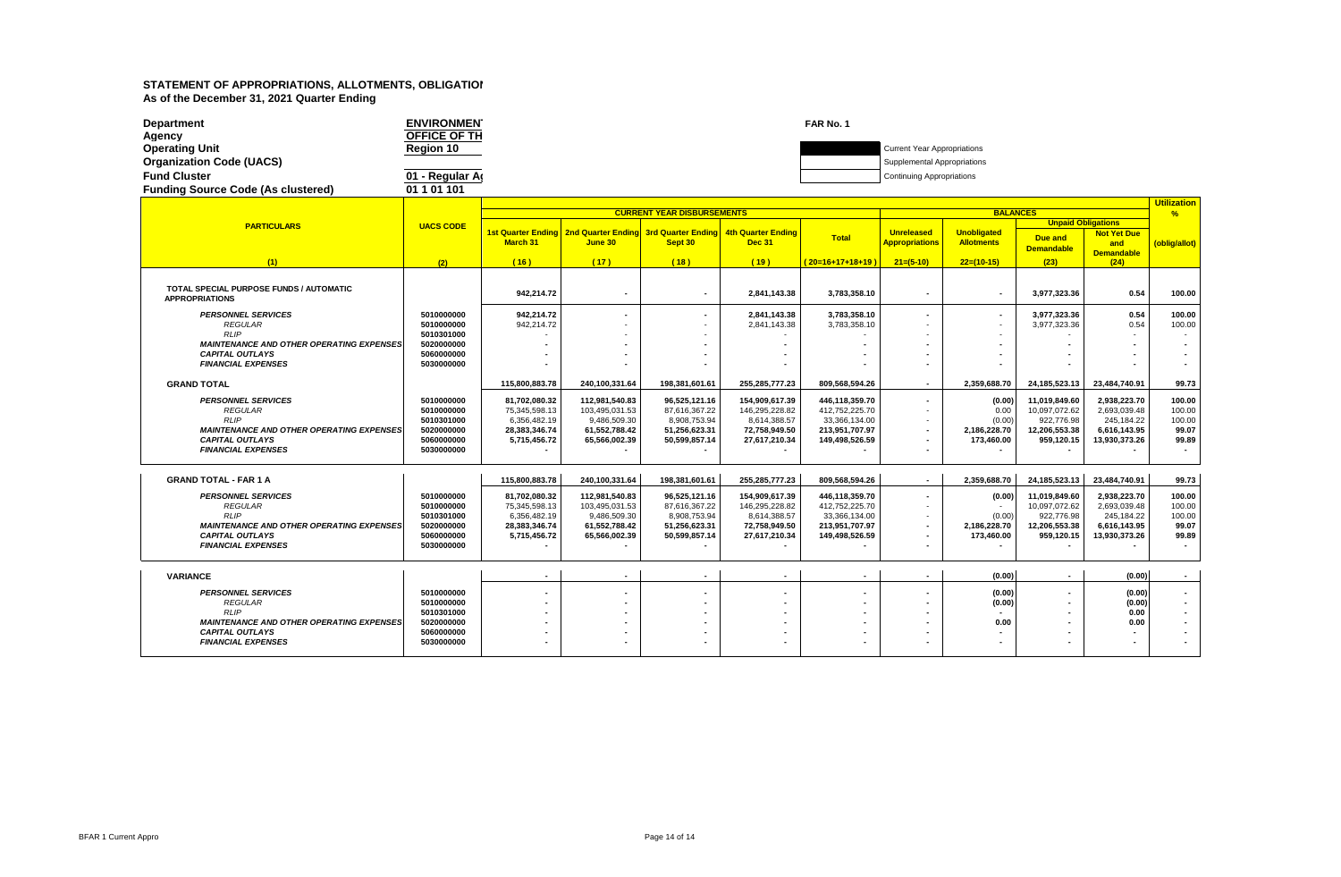# STATEMENT OF APPROPRIATIONS, ALLOTMENTS, OBLIGATIOI
**As of the December 31, 2021 Quarter Ending**

| | | | |
|---|---|---|---|
| **Department** | **ENVIRONMEN** | **FAR No. 1** | |
| **Agency** | **OFFICE OF TH** | | |
| **Operating Unit** | **Region 10** | | Current Year Appropriations |
| **Organization Code (UACS)** | | | Supplemental Appropriations |
| **Fund Cluster** | **01 - Regular A** | | Continuing Appropriations |
| **Funding Source Code (As clustered)** | **01 1 01 101** | | |

| PARTICULARS | UACS CODE | CURRENT YEAR DISBURSEMENTS: 1st Quarter Ending March 31 | 2nd Quarter Ending June 30 | 3rd Quarter Ending Sept 30 | 4th Quarter Ending Dec 31 | Total | BALANCES: Unreleased Appropriations | Unobligated Allotments | Unpaid Obligations: Due and Demandable | Not Yet Due and Demandable | Utilization % (oblig/allot) |
|---|---|---|---|---|---|---|---|---|---|---|---|
| (1) | (2) | (16) | (17) | (18) | (19) | (20=16+17+18+19) | 21=(5-10) | 22=(10-15) | (23) | (24) | |
| **TOTAL SPECIAL PURPOSE FUNDS / AUTOMATIC APPROPRIATIONS** | | **942,214.72** | **-** | **-** | **2,841,143.38** | **3,783,358.10** | **-** | **-** | **3,977,323.36** | **0.54** | **100.00** |
| *PERSONNEL SERVICES* | 5010000000 | 942,214.72 | - | - | 2,841,143.38 | 3,783,358.10 | - | - | 3,977,323.36 | 0.54 | 100.00 |
| *REGULAR* | 5010000000 | 942,214.72 | - | - | 2,841,143.38 | 3,783,358.10 | - | - | 3,977,323.36 | 0.54 | 100.00 |
| *RLIP* | 5010301000 | - | - | - | - | - | - | - | - | - | - |
| *MAINTENANCE AND OTHER OPERATING EXPENSES* | 5020000000 | - | - | - | - | - | - | - | - | - | - |
| *CAPITAL OUTLAYS* | 5060000000 | - | - | - | - | - | - | - | - | - | - |
| *FINANCIAL EXPENSES* | 5030000000 | - | - | - | - | - | - | - | - | - | - |
| **GRAND TOTAL** | | **115,800,883.78** | **240,100,331.64** | **198,381,601.61** | **255,285,777.23** | **809,568,594.26** | **-** | **2,359,688.70** | **24,185,523.13** | **23,484,740.91** | **99.73** |
| *PERSONNEL SERVICES* | 5010000000 | 81,702,080.32 | 112,981,540.83 | 96,525,121.16 | 154,909,617.39 | 446,118,359.70 | - | (0.00) | 11,019,849.60 | 2,938,223.70 | 100.00 |
| *REGULAR* | 5010000000 | 75,345,598.13 | 103,495,031.53 | 87,616,367.22 | 146,295,228.82 | 412,752,225.70 | - | 0.00 | 10,097,072.62 | 2,693,039.48 | 100.00 |
| *RLIP* | 5010301000 | 6,356,482.19 | 9,486,509.30 | 8,908,753.94 | 8,614,388.57 | 33,366,134.00 | - | (0.00) | 922,776.98 | 245,184.22 | 100.00 |
| *MAINTENANCE AND OTHER OPERATING EXPENSES* | 5020000000 | 28,383,346.74 | 61,552,788.42 | 51,256,623.31 | 72,758,949.50 | 213,951,707.97 | - | 2,186,228.70 | 12,206,553.38 | 6,616,143.95 | 99.07 |
| *CAPITAL OUTLAYS* | 5060000000 | 5,715,456.72 | 65,566,002.39 | 50,599,857.14 | 27,617,210.34 | 149,498,526.59 | - | 173,460.00 | 959,120.15 | 13,930,373.26 | 99.89 |
| *FINANCIAL EXPENSES* | 5030000000 | - | - | - | - | - | - | - | - | - | - |
| **GRAND TOTAL - FAR 1 A** | | **115,800,883.78** | **240,100,331.64** | **198,381,601.61** | **255,285,777.23** | **809,568,594.26** | **-** | **2,359,688.70** | **24,185,523.13** | **23,484,740.91** | **99.73** |
| *PERSONNEL SERVICES* | 5010000000 | 81,702,080.32 | 112,981,540.83 | 96,525,121.16 | 154,909,617.39 | 446,118,359.70 | - | (0.00) | 11,019,849.60 | 2,938,223.70 | 100.00 |
| *REGULAR* | 5010000000 | 75,345,598.13 | 103,495,031.53 | 87,616,367.22 | 146,295,228.82 | 412,752,225.70 | - | - | 10,097,072.62 | 2,693,039.48 | 100.00 |
| *RLIP* | 5010301000 | 6,356,482.19 | 9,486,509.30 | 8,908,753.94 | 8,614,388.57 | 33,366,134.00 | - | (0.00) | 922,776.98 | 245,184.22 | 100.00 |
| *MAINTENANCE AND OTHER OPERATING EXPENSES* | 5020000000 | 28,383,346.74 | 61,552,788.42 | 51,256,623.31 | 72,758,949.50 | 213,951,707.97 | - | 2,186,228.70 | 12,206,553.38 | 6,616,143.95 | 99.07 |
| *CAPITAL OUTLAYS* | 5060000000 | 5,715,456.72 | 65,566,002.39 | 50,599,857.14 | 27,617,210.34 | 149,498,526.59 | - | 173,460.00 | 959,120.15 | 13,930,373.26 | 99.89 |
| *FINANCIAL EXPENSES* | 5030000000 | - | - | - | - | - | - | - | - | - | - |
| **VARIANCE** | | **-** | **-** | **-** | **-** | **-** | **-** | **(0.00)** | **-** | **(0.00)** | **-** |
| *PERSONNEL SERVICES* | 5010000000 | - | - | - | - | - | - | (0.00) | - | (0.00) | - |
| *REGULAR* | 5010000000 | - | - | - | - | - | - | (0.00) | - | (0.00) | - |
| *RLIP* | 5010301000 | - | - | - | - | - | - | - | - | 0.00 | - |
| *MAINTENANCE AND OTHER OPERATING EXPENSES* | 5020000000 | - | - | - | - | - | - | 0.00 | - | 0.00 | - |
| *CAPITAL OUTLAYS* | 5060000000 | - | - | - | - | - | - | - | - | - | - |
| *FINANCIAL EXPENSES* | 5030000000 | - | - | - | - | - | - | - | - | - | - |